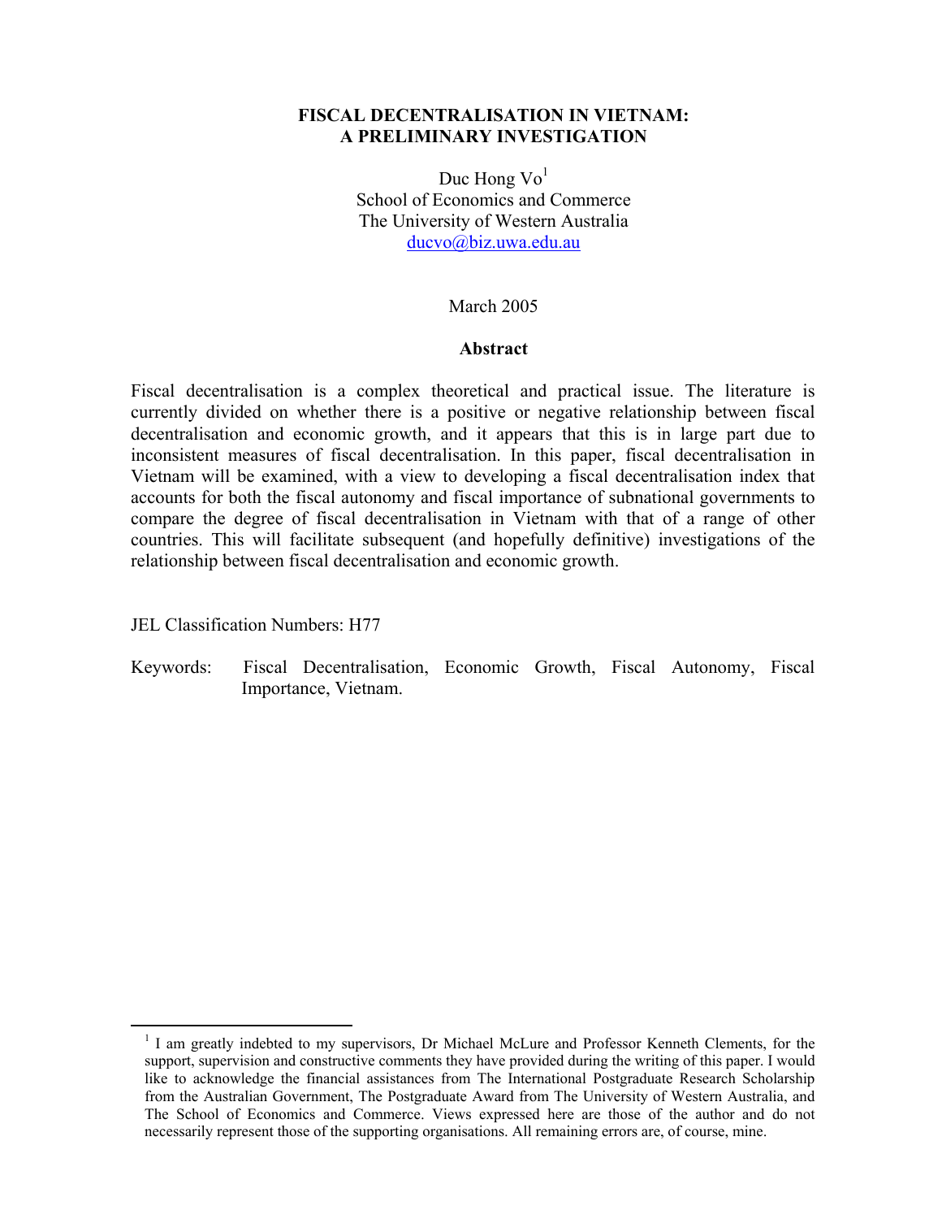# FISCAL DECENTRALISATION IN VIETNAM: A PRELIMINARY INVESTIGATION

Duc Hong Vo[1]
School of Economics and Commerce
The University of Western Australia
ducvo@biz.uwa.edu.au

March 2005

**Abstract**

Fiscal decentralisation is a complex theoretical and practical issue. The literature is currently divided on whether there is a positive or negative relationship between fiscal decentralisation and economic growth, and it appears that this is in large part due to inconsistent measures of fiscal decentralisation. In this paper, fiscal decentralisation in Vietnam will be examined, with a view to developing a fiscal decentralisation index that accounts for both the fiscal autonomy and fiscal importance of subnational governments to compare the degree of fiscal decentralisation in Vietnam with that of a range of other countries. This will facilitate subsequent (and hopefully definitive) investigations of the relationship between fiscal decentralisation and economic growth.

JEL Classification Numbers: H77

Keywords: Fiscal Decentralisation, Economic Growth, Fiscal Autonomy, Fiscal Importance, Vietnam.

---

[1] I am greatly indebted to my supervisors, Dr Michael McLure and Professor Kenneth Clements, for the support, supervision and constructive comments they have provided during the writing of this paper. I would like to acknowledge the financial assistances from The International Postgraduate Research Scholarship from the Australian Government, The Postgraduate Award from The University of Western Australia, and The School of Economics and Commerce. Views expressed here are those of the author and do not necessarily represent those of the supporting organisations. All remaining errors are, of course, mine.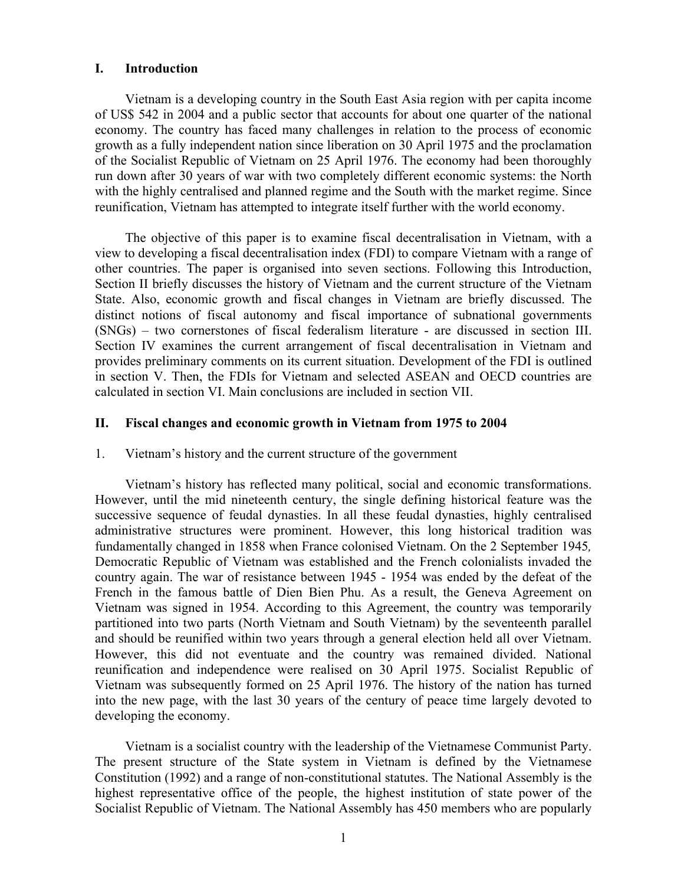## I. Introduction

Vietnam is a developing country in the South East Asia region with per capita income of US$ 542 in 2004 and a public sector that accounts for about one quarter of the national economy. The country has faced many challenges in relation to the process of economic growth as a fully independent nation since liberation on 30 April 1975 and the proclamation of the Socialist Republic of Vietnam on 25 April 1976. The economy had been thoroughly run down after 30 years of war with two completely different economic systems: the North with the highly centralised and planned regime and the South with the market regime. Since reunification, Vietnam has attempted to integrate itself further with the world economy.

The objective of this paper is to examine fiscal decentralisation in Vietnam, with a view to developing a fiscal decentralisation index (FDI) to compare Vietnam with a range of other countries. The paper is organised into seven sections. Following this Introduction, Section II briefly discusses the history of Vietnam and the current structure of the Vietnam State. Also, economic growth and fiscal changes in Vietnam are briefly discussed. The distinct notions of fiscal autonomy and fiscal importance of subnational governments (SNGs) – two cornerstones of fiscal federalism literature - are discussed in section III. Section IV examines the current arrangement of fiscal decentralisation in Vietnam and provides preliminary comments on its current situation. Development of the FDI is outlined in section V. Then, the FDIs for Vietnam and selected ASEAN and OECD countries are calculated in section VI. Main conclusions are included in section VII.

## II. Fiscal changes and economic growth in Vietnam from 1975 to 2004

### 1. Vietnam's history and the current structure of the government

Vietnam's history has reflected many political, social and economic transformations. However, until the mid nineteenth century, the single defining historical feature was the successive sequence of feudal dynasties. In all these feudal dynasties, highly centralised administrative structures were prominent. However, this long historical tradition was fundamentally changed in 1858 when France colonised Vietnam. On the 2 September 1945*,* Democratic Republic of Vietnam was established and the French colonialists invaded the country again. The war of resistance between 1945 - 1954 was ended by the defeat of the French in the famous battle of Dien Bien Phu. As a result, the Geneva Agreement on Vietnam was signed in 1954. According to this Agreement, the country was temporarily partitioned into two parts (North Vietnam and South Vietnam) by the seventeenth parallel and should be reunified within two years through a general election held all over Vietnam. However, this did not eventuate and the country was remained divided. National reunification and independence were realised on 30 April 1975. Socialist Republic of Vietnam was subsequently formed on 25 April 1976. The history of the nation has turned into the new page, with the last 30 years of the century of peace time largely devoted to developing the economy.

Vietnam is a socialist country with the leadership of the Vietnamese Communist Party. The present structure of the State system in Vietnam is defined by the Vietnamese Constitution (1992) and a range of non-constitutional statutes. The National Assembly is the highest representative office of the people, the highest institution of state power of the Socialist Republic of Vietnam. The National Assembly has 450 members who are popularly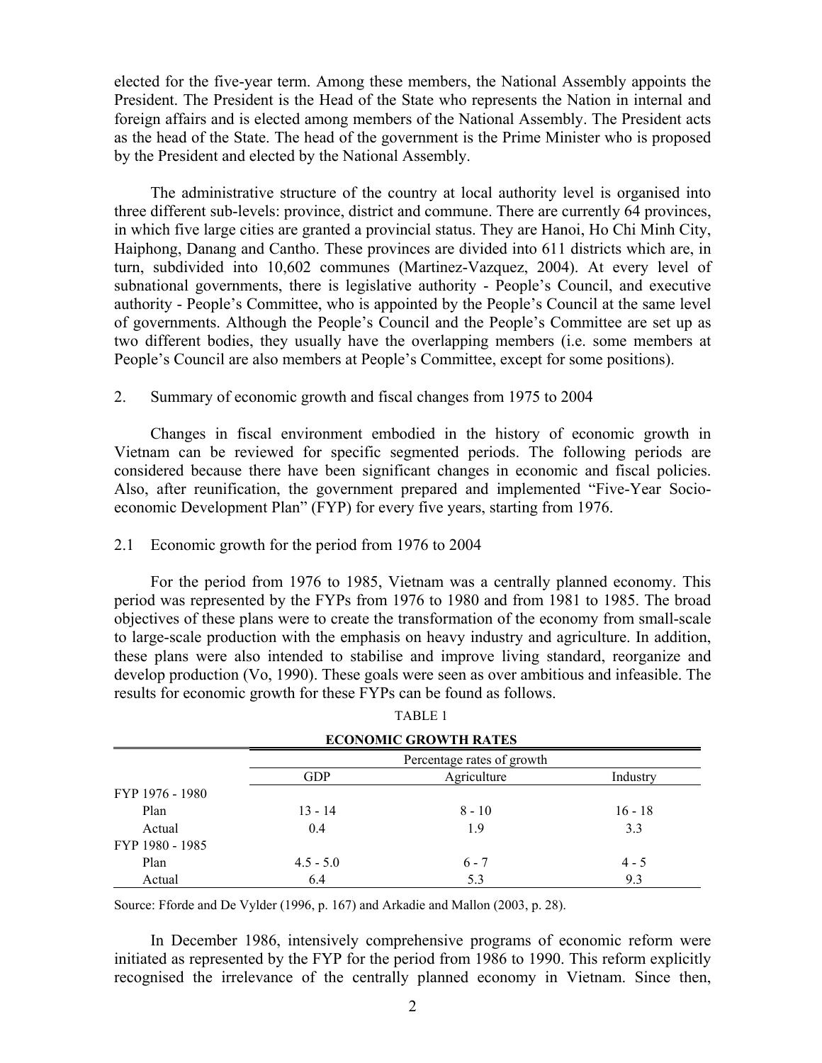elected for the five-year term. Among these members, the National Assembly appoints the President. The President is the Head of the State who represents the Nation in internal and foreign affairs and is elected among members of the National Assembly. The President acts as the head of the State. The head of the government is the Prime Minister who is proposed by the President and elected by the National Assembly.

The administrative structure of the country at local authority level is organised into three different sub-levels: province, district and commune. There are currently 64 provinces, in which five large cities are granted a provincial status. They are Hanoi, Ho Chi Minh City, Haiphong, Danang and Cantho. These provinces are divided into 611 districts which are, in turn, subdivided into 10,602 communes (Martinez-Vazquez, 2004). At every level of subnational governments, there is legislative authority - People's Council, and executive authority - People's Committee, who is appointed by the People's Council at the same level of governments. Although the People's Council and the People's Committee are set up as two different bodies, they usually have the overlapping members (i.e. some members at People's Council are also members at People's Committee, except for some positions).

## 2. Summary of economic growth and fiscal changes from 1975 to 2004

Changes in fiscal environment embodied in the history of economic growth in Vietnam can be reviewed for specific segmented periods. The following periods are considered because there have been significant changes in economic and fiscal policies. Also, after reunification, the government prepared and implemented "Five-Year Socio-economic Development Plan" (FYP) for every five years, starting from 1976.

### 2.1 Economic growth for the period from 1976 to 2004

For the period from 1976 to 1985, Vietnam was a centrally planned economy. This period was represented by the FYPs from 1976 to 1980 and from 1981 to 1985. The broad objectives of these plans were to create the transformation of the economy from small-scale to large-scale production with the emphasis on heavy industry and agriculture. In addition, these plans were also intended to stabilise and improve living standard, reorganize and develop production (Vo, 1990). These goals were seen as over ambitious and infeasible. The results for economic growth for these FYPs can be found as follows.

TABLE 1

**ECONOMIC GROWTH RATES**

| | Percentage rates of growth | | |
|---|---|---|---|
| | GDP | Agriculture | Industry |
| FYP 1976 - 1980 | | | |
| Plan | 13 - 14 | 8 - 10 | 16 - 18 |
| Actual | 0.4 | 1.9 | 3.3 |
| FYP 1980 - 1985 | | | |
| Plan | 4.5 - 5.0 | 6 - 7 | 4 - 5 |
| Actual | 6.4 | 5.3 | 9.3 |

Source: Fforde and De Vylder (1996, p. 167) and Arkadie and Mallon (2003, p. 28).

In December 1986, intensively comprehensive programs of economic reform were initiated as represented by the FYP for the period from 1986 to 1990. This reform explicitly recognised the irrelevance of the centrally planned economy in Vietnam. Since then,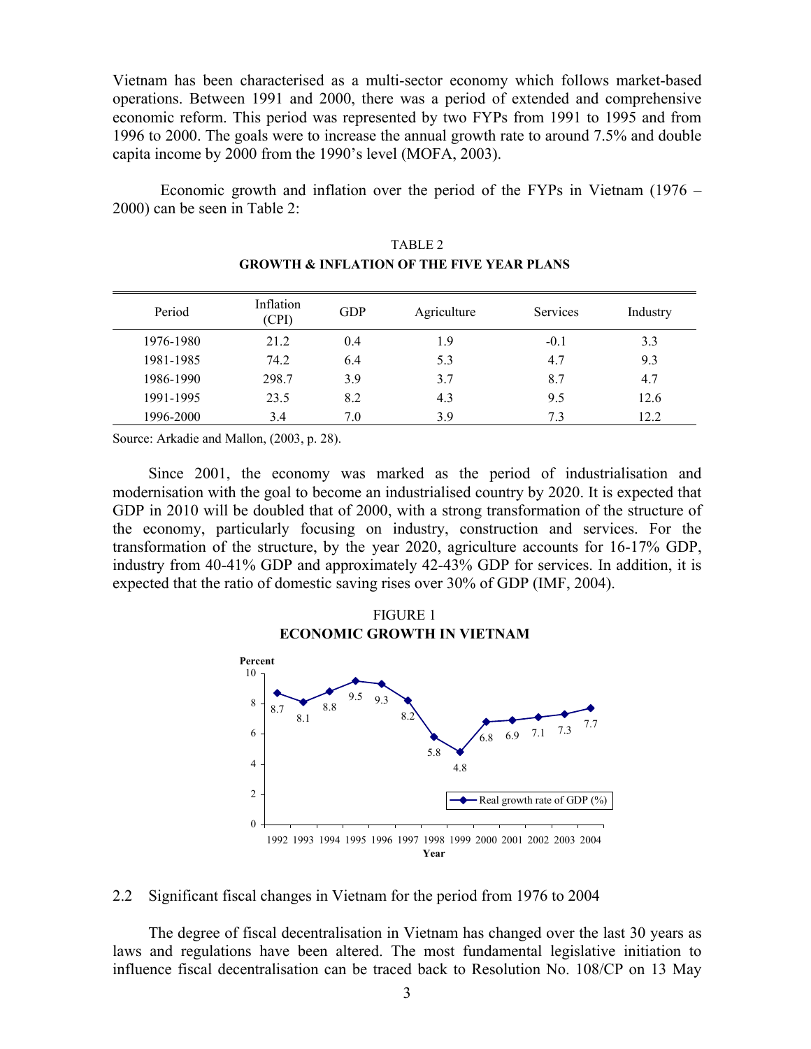Vietnam has been characterised as a multi-sector economy which follows market-based operations. Between 1991 and 2000, there was a period of extended and comprehensive economic reform. This period was represented by two FYPs from 1991 to 1995 and from 1996 to 2000. The goals were to increase the annual growth rate to around 7.5% and double capita income by 2000 from the 1990's level (MOFA, 2003).

Economic growth and inflation over the period of the FYPs in Vietnam (1976 – 2000) can be seen in Table 2:

TABLE 2

**GROWTH & INFLATION OF THE FIVE YEAR PLANS**

| Period | Inflation (CPI) | GDP | Agriculture | Services | Industry |
|---|---|---|---|---|---|
| 1976-1980 | 21.2 | 0.4 | 1.9 | -0.1 | 3.3 |
| 1981-1985 | 74.2 | 6.4 | 5.3 | 4.7 | 9.3 |
| 1986-1990 | 298.7 | 3.9 | 3.7 | 8.7 | 4.7 |
| 1991-1995 | 23.5 | 8.2 | 4.3 | 9.5 | 12.6 |
| 1996-2000 | 3.4 | 7.0 | 3.9 | 7.3 | 12.2 |

Source: Arkadie and Mallon, (2003, p. 28).

Since 2001, the economy was marked as the period of industrialisation and modernisation with the goal to become an industrialised country by 2020. It is expected that GDP in 2010 will be doubled that of 2000, with a strong transformation of the structure of the economy, particularly focusing on industry, construction and services. For the transformation of the structure, by the year 2020, agriculture accounts for 16-17% GDP, industry from 40-41% GDP and approximately 42-43% GDP for services. In addition, it is expected that the ratio of domestic saving rises over 30% of GDP (IMF, 2004).

FIGURE 1

**ECONOMIC GROWTH IN VIETNAM**

| Year | 1992 | 1993 | 1994 | 1995 | 1996 | 1997 | 1998 | 1999 | 2000 | 2001 | 2002 | 2003 | 2004 |
|---|---|---|---|---|---|---|---|---|---|---|---|---|---|
| Real growth rate of GDP (%) | 8.7 | 8.1 | 8.8 | 9.5 | 9.3 | 8.2 | 5.8 | 4.8 | 6.8 | 6.9 | 7.1 | 7.3 | 7.7 |

## 2.2 Significant fiscal changes in Vietnam for the period from 1976 to 2004

The degree of fiscal decentralisation in Vietnam has changed over the last 30 years as laws and regulations have been altered. The most fundamental legislative initiation to influence fiscal decentralisation can be traced back to Resolution No. 108/CP on 13 May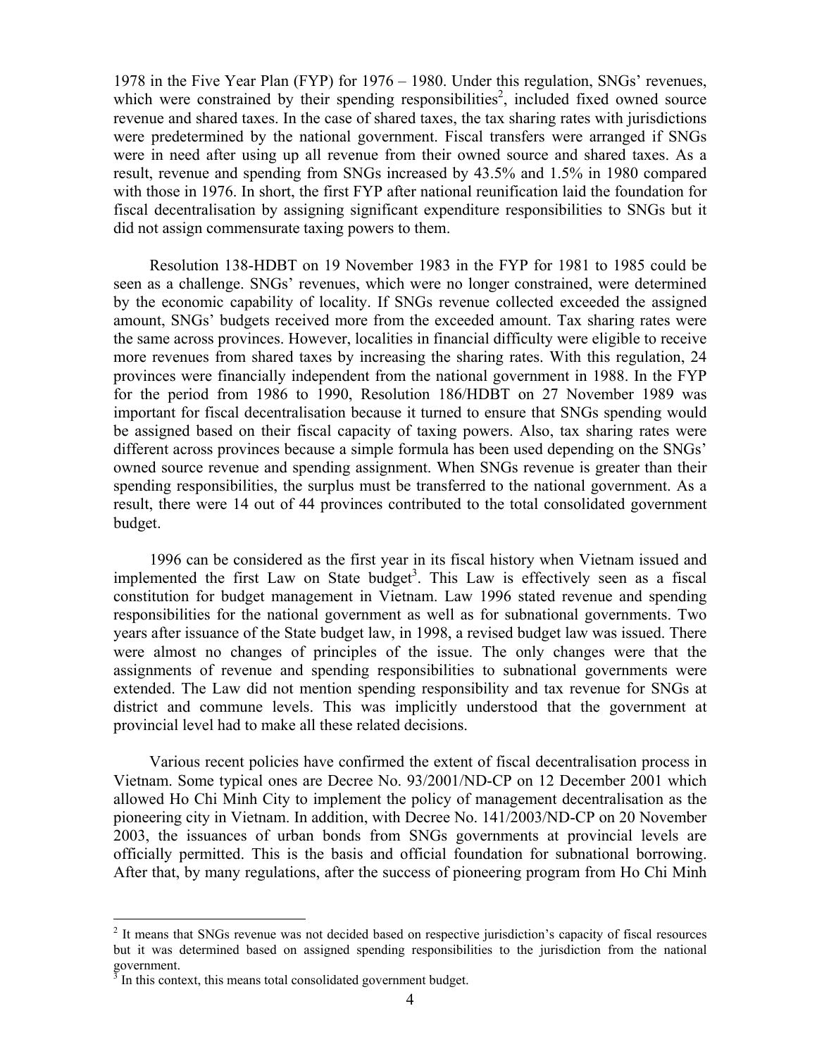1978 in the Five Year Plan (FYP) for 1976 – 1980. Under this regulation, SNGs' revenues, which were constrained by their spending responsibilities[2], included fixed owned source revenue and shared taxes. In the case of shared taxes, the tax sharing rates with jurisdictions were predetermined by the national government. Fiscal transfers were arranged if SNGs were in need after using up all revenue from their owned source and shared taxes. As a result, revenue and spending from SNGs increased by 43.5% and 1.5% in 1980 compared with those in 1976. In short, the first FYP after national reunification laid the foundation for fiscal decentralisation by assigning significant expenditure responsibilities to SNGs but it did not assign commensurate taxing powers to them.

Resolution 138-HDBT on 19 November 1983 in the FYP for 1981 to 1985 could be seen as a challenge. SNGs' revenues, which were no longer constrained, were determined by the economic capability of locality. If SNGs revenue collected exceeded the assigned amount, SNGs' budgets received more from the exceeded amount. Tax sharing rates were the same across provinces. However, localities in financial difficulty were eligible to receive more revenues from shared taxes by increasing the sharing rates. With this regulation, 24 provinces were financially independent from the national government in 1988. In the FYP for the period from 1986 to 1990, Resolution 186/HDBT on 27 November 1989 was important for fiscal decentralisation because it turned to ensure that SNGs spending would be assigned based on their fiscal capacity of taxing powers. Also, tax sharing rates were different across provinces because a simple formula has been used depending on the SNGs' owned source revenue and spending assignment. When SNGs revenue is greater than their spending responsibilities, the surplus must be transferred to the national government. As a result, there were 14 out of 44 provinces contributed to the total consolidated government budget.

1996 can be considered as the first year in its fiscal history when Vietnam issued and implemented the first Law on State budget[3]. This Law is effectively seen as a fiscal constitution for budget management in Vietnam. Law 1996 stated revenue and spending responsibilities for the national government as well as for subnational governments. Two years after issuance of the State budget law, in 1998, a revised budget law was issued. There were almost no changes of principles of the issue. The only changes were that the assignments of revenue and spending responsibilities to subnational governments were extended. The Law did not mention spending responsibility and tax revenue for SNGs at district and commune levels. This was implicitly understood that the government at provincial level had to make all these related decisions.

Various recent policies have confirmed the extent of fiscal decentralisation process in Vietnam. Some typical ones are Decree No. 93/2001/ND-CP on 12 December 2001 which allowed Ho Chi Minh City to implement the policy of management decentralisation as the pioneering city in Vietnam. In addition, with Decree No. 141/2003/ND-CP on 20 November 2003, the issuances of urban bonds from SNGs governments at provincial levels are officially permitted. This is the basis and official foundation for subnational borrowing. After that, by many regulations, after the success of pioneering program from Ho Chi Minh

---

[2] It means that SNGs revenue was not decided based on respective jurisdiction's capacity of fiscal resources but it was determined based on assigned spending responsibilities to the jurisdiction from the national government.

[3] In this context, this means total consolidated government budget.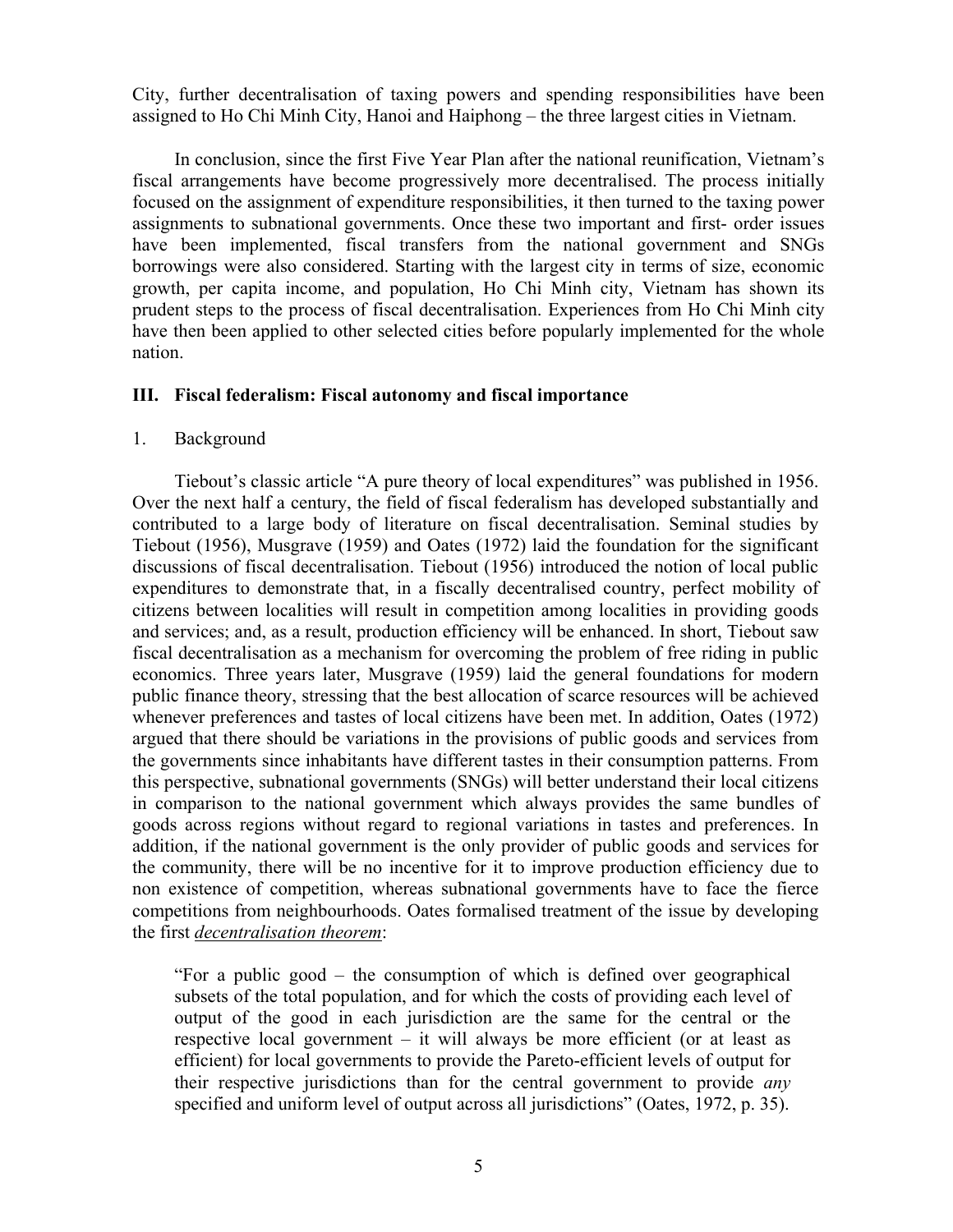City, further decentralisation of taxing powers and spending responsibilities have been assigned to Ho Chi Minh City, Hanoi and Haiphong – the three largest cities in Vietnam.

In conclusion, since the first Five Year Plan after the national reunification, Vietnam's fiscal arrangements have become progressively more decentralised. The process initially focused on the assignment of expenditure responsibilities, it then turned to the taxing power assignments to subnational governments. Once these two important and first- order issues have been implemented, fiscal transfers from the national government and SNGs borrowings were also considered. Starting with the largest city in terms of size, economic growth, per capita income, and population, Ho Chi Minh city, Vietnam has shown its prudent steps to the process of fiscal decentralisation. Experiences from Ho Chi Minh city have then been applied to other selected cities before popularly implemented for the whole nation.

## III. Fiscal federalism: Fiscal autonomy and fiscal importance

### 1. Background

Tiebout's classic article "A pure theory of local expenditures" was published in 1956. Over the next half a century, the field of fiscal federalism has developed substantially and contributed to a large body of literature on fiscal decentralisation. Seminal studies by Tiebout (1956), Musgrave (1959) and Oates (1972) laid the foundation for the significant discussions of fiscal decentralisation. Tiebout (1956) introduced the notion of local public expenditures to demonstrate that, in a fiscally decentralised country, perfect mobility of citizens between localities will result in competition among localities in providing goods and services; and, as a result, production efficiency will be enhanced. In short, Tiebout saw fiscal decentralisation as a mechanism for overcoming the problem of free riding in public economics. Three years later, Musgrave (1959) laid the general foundations for modern public finance theory, stressing that the best allocation of scarce resources will be achieved whenever preferences and tastes of local citizens have been met. In addition, Oates (1972) argued that there should be variations in the provisions of public goods and services from the governments since inhabitants have different tastes in their consumption patterns. From this perspective, subnational governments (SNGs) will better understand their local citizens in comparison to the national government which always provides the same bundles of goods across regions without regard to regional variations in tastes and preferences. In addition, if the national government is the only provider of public goods and services for the community, there will be no incentive for it to improve production efficiency due to non existence of competition, whereas subnational governments have to face the fierce competitions from neighbourhoods. Oates formalised treatment of the issue by developing the first *decentralisation theorem*:

> "For a public good – the consumption of which is defined over geographical subsets of the total population, and for which the costs of providing each level of output of the good in each jurisdiction are the same for the central or the respective local government – it will always be more efficient (or at least as efficient) for local governments to provide the Pareto-efficient levels of output for their respective jurisdictions than for the central government to provide *any* specified and uniform level of output across all jurisdictions" (Oates, 1972, p. 35).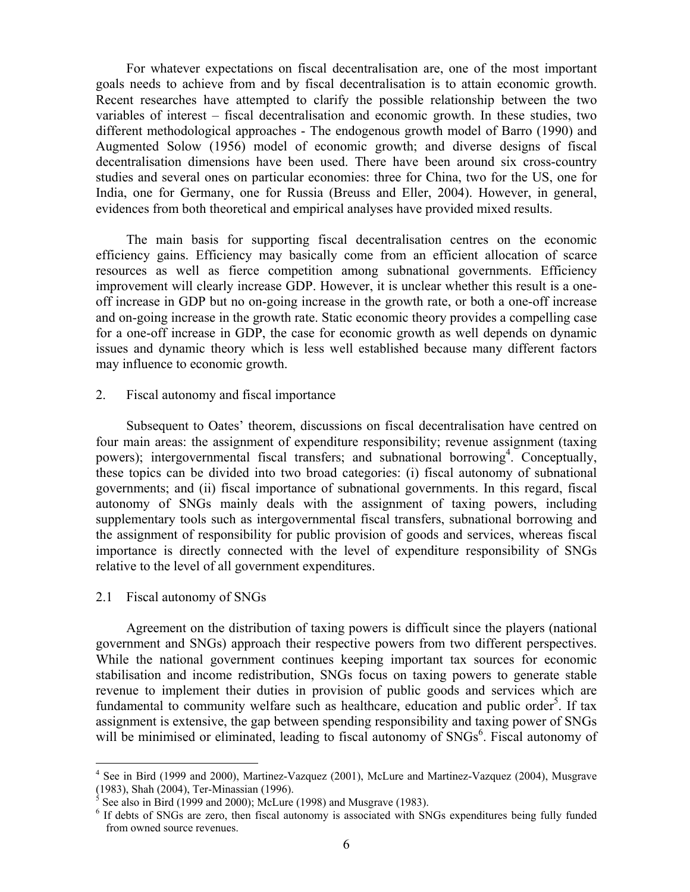For whatever expectations on fiscal decentralisation are, one of the most important goals needs to achieve from and by fiscal decentralisation is to attain economic growth. Recent researches have attempted to clarify the possible relationship between the two variables of interest – fiscal decentralisation and economic growth. In these studies, two different methodological approaches - The endogenous growth model of Barro (1990) and Augmented Solow (1956) model of economic growth; and diverse designs of fiscal decentralisation dimensions have been used. There have been around six cross-country studies and several ones on particular economies: three for China, two for the US, one for India, one for Germany, one for Russia (Breuss and Eller, 2004). However, in general, evidences from both theoretical and empirical analyses have provided mixed results.

The main basis for supporting fiscal decentralisation centres on the economic efficiency gains. Efficiency may basically come from an efficient allocation of scarce resources as well as fierce competition among subnational governments. Efficiency improvement will clearly increase GDP. However, it is unclear whether this result is a one-off increase in GDP but no on-going increase in the growth rate, or both a one-off increase and on-going increase in the growth rate. Static economic theory provides a compelling case for a one-off increase in GDP, the case for economic growth as well depends on dynamic issues and dynamic theory which is less well established because many different factors may influence to economic growth.

## 2. Fiscal autonomy and fiscal importance

Subsequent to Oates' theorem, discussions on fiscal decentralisation have centred on four main areas: the assignment of expenditure responsibility; revenue assignment (taxing powers); intergovernmental fiscal transfers; and subnational borrowing[4]. Conceptually, these topics can be divided into two broad categories: (i) fiscal autonomy of subnational governments; and (ii) fiscal importance of subnational governments. In this regard, fiscal autonomy of SNGs mainly deals with the assignment of taxing powers, including supplementary tools such as intergovernmental fiscal transfers, subnational borrowing and the assignment of responsibility for public provision of goods and services, whereas fiscal importance is directly connected with the level of expenditure responsibility of SNGs relative to the level of all government expenditures.

### 2.1 Fiscal autonomy of SNGs

Agreement on the distribution of taxing powers is difficult since the players (national government and SNGs) approach their respective powers from two different perspectives. While the national government continues keeping important tax sources for economic stabilisation and income redistribution, SNGs focus on taxing powers to generate stable revenue to implement their duties in provision of public goods and services which are fundamental to community welfare such as healthcare, education and public order[5]. If tax assignment is extensive, the gap between spending responsibility and taxing power of SNGs will be minimised or eliminated, leading to fiscal autonomy of SNGs[6]. Fiscal autonomy of

---

[4] See in Bird (1999 and 2000), Martinez-Vazquez (2001), McLure and Martinez-Vazquez (2004), Musgrave (1983), Shah (2004), Ter-Minassian (1996).

[5] See also in Bird (1999 and 2000); McLure (1998) and Musgrave (1983).

[6] If debts of SNGs are zero, then fiscal autonomy is associated with SNGs expenditures being fully funded from owned source revenues.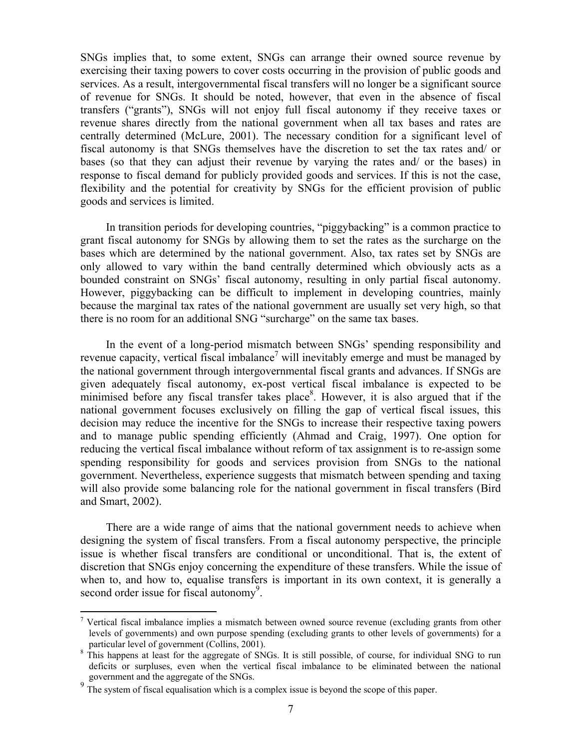SNGs implies that, to some extent, SNGs can arrange their owned source revenue by exercising their taxing powers to cover costs occurring in the provision of public goods and services. As a result, intergovernmental fiscal transfers will no longer be a significant source of revenue for SNGs. It should be noted, however, that even in the absence of fiscal transfers ("grants"), SNGs will not enjoy full fiscal autonomy if they receive taxes or revenue shares directly from the national government when all tax bases and rates are centrally determined (McLure, 2001). The necessary condition for a significant level of fiscal autonomy is that SNGs themselves have the discretion to set the tax rates and/ or bases (so that they can adjust their revenue by varying the rates and/ or the bases) in response to fiscal demand for publicly provided goods and services. If this is not the case, flexibility and the potential for creativity by SNGs for the efficient provision of public goods and services is limited.

In transition periods for developing countries, "piggybacking" is a common practice to grant fiscal autonomy for SNGs by allowing them to set the rates as the surcharge on the bases which are determined by the national government. Also, tax rates set by SNGs are only allowed to vary within the band centrally determined which obviously acts as a bounded constraint on SNGs' fiscal autonomy, resulting in only partial fiscal autonomy. However, piggybacking can be difficult to implement in developing countries, mainly because the marginal tax rates of the national government are usually set very high, so that there is no room for an additional SNG "surcharge" on the same tax bases.

In the event of a long-period mismatch between SNGs' spending responsibility and revenue capacity, vertical fiscal imbalance[7] will inevitably emerge and must be managed by the national government through intergovernmental fiscal grants and advances. If SNGs are given adequately fiscal autonomy, ex-post vertical fiscal imbalance is expected to be minimised before any fiscal transfer takes place[8]. However, it is also argued that if the national government focuses exclusively on filling the gap of vertical fiscal issues, this decision may reduce the incentive for the SNGs to increase their respective taxing powers and to manage public spending efficiently (Ahmad and Craig, 1997). One option for reducing the vertical fiscal imbalance without reform of tax assignment is to re-assign some spending responsibility for goods and services provision from SNGs to the national government. Nevertheless, experience suggests that mismatch between spending and taxing will also provide some balancing role for the national government in fiscal transfers (Bird and Smart, 2002).

There are a wide range of aims that the national government needs to achieve when designing the system of fiscal transfers. From a fiscal autonomy perspective, the principle issue is whether fiscal transfers are conditional or unconditional. That is, the extent of discretion that SNGs enjoy concerning the expenditure of these transfers. While the issue of when to, and how to, equalise transfers is important in its own context, it is generally a second order issue for fiscal autonomy[9].

---

[7] Vertical fiscal imbalance implies a mismatch between owned source revenue (excluding grants from other levels of governments) and own purpose spending (excluding grants to other levels of governments) for a particular level of government (Collins, 2001).

[8] This happens at least for the aggregate of SNGs. It is still possible, of course, for individual SNG to run deficits or surpluses, even when the vertical fiscal imbalance to be eliminated between the national government and the aggregate of the SNGs.

[9] The system of fiscal equalisation which is a complex issue is beyond the scope of this paper.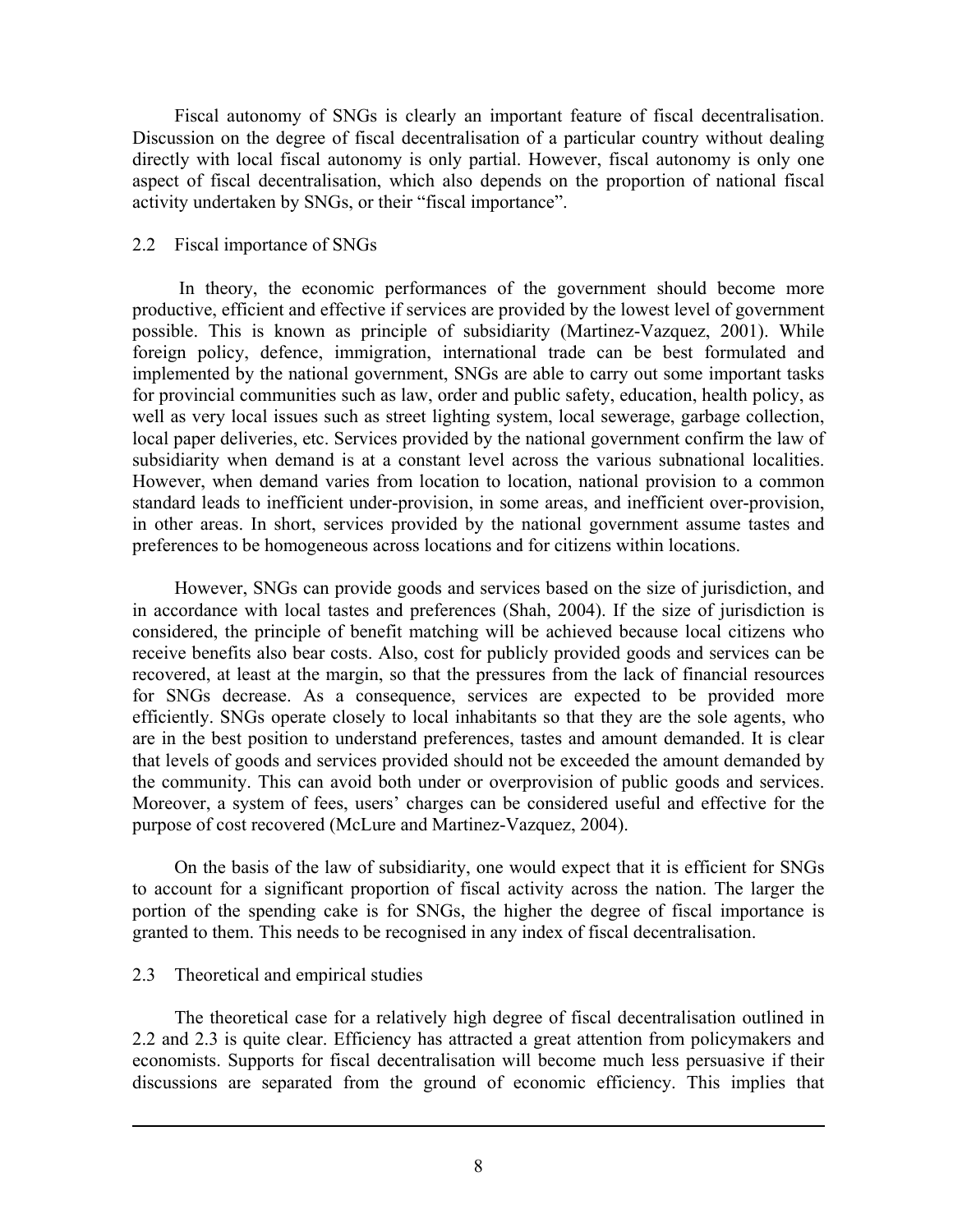Fiscal autonomy of SNGs is clearly an important feature of fiscal decentralisation. Discussion on the degree of fiscal decentralisation of a particular country without dealing directly with local fiscal autonomy is only partial. However, fiscal autonomy is only one aspect of fiscal decentralisation, which also depends on the proportion of national fiscal activity undertaken by SNGs, or their "fiscal importance".

## 2.2 Fiscal importance of SNGs

In theory, the economic performances of the government should become more productive, efficient and effective if services are provided by the lowest level of government possible. This is known as principle of subsidiarity (Martinez-Vazquez, 2001). While foreign policy, defence, immigration, international trade can be best formulated and implemented by the national government, SNGs are able to carry out some important tasks for provincial communities such as law, order and public safety, education, health policy, as well as very local issues such as street lighting system, local sewerage, garbage collection, local paper deliveries, etc. Services provided by the national government confirm the law of subsidiarity when demand is at a constant level across the various subnational localities. However, when demand varies from location to location, national provision to a common standard leads to inefficient under-provision, in some areas, and inefficient over-provision, in other areas. In short, services provided by the national government assume tastes and preferences to be homogeneous across locations and for citizens within locations.

However, SNGs can provide goods and services based on the size of jurisdiction, and in accordance with local tastes and preferences (Shah, 2004). If the size of jurisdiction is considered, the principle of benefit matching will be achieved because local citizens who receive benefits also bear costs. Also, cost for publicly provided goods and services can be recovered, at least at the margin, so that the pressures from the lack of financial resources for SNGs decrease. As a consequence, services are expected to be provided more efficiently. SNGs operate closely to local inhabitants so that they are the sole agents, who are in the best position to understand preferences, tastes and amount demanded. It is clear that levels of goods and services provided should not be exceeded the amount demanded by the community. This can avoid both under or overprovision of public goods and services. Moreover, a system of fees, users' charges can be considered useful and effective for the purpose of cost recovered (McLure and Martinez-Vazquez, 2004).

On the basis of the law of subsidiarity, one would expect that it is efficient for SNGs to account for a significant proportion of fiscal activity across the nation. The larger the portion of the spending cake is for SNGs, the higher the degree of fiscal importance is granted to them. This needs to be recognised in any index of fiscal decentralisation.

## 2.3 Theoretical and empirical studies

The theoretical case for a relatively high degree of fiscal decentralisation outlined in 2.2 and 2.3 is quite clear. Efficiency has attracted a great attention from policymakers and economists. Supports for fiscal decentralisation will become much less persuasive if their discussions are separated from the ground of economic efficiency. This implies that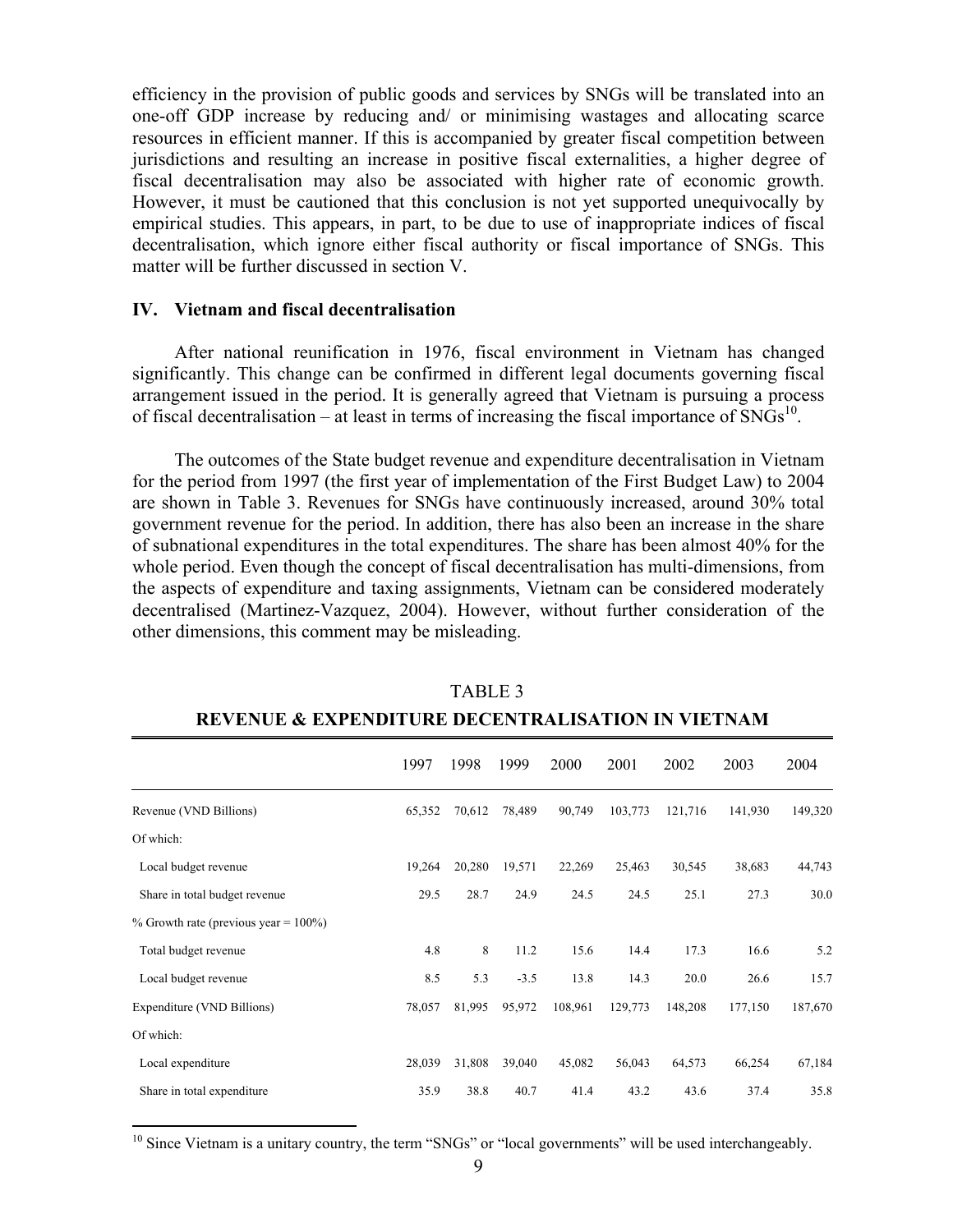efficiency in the provision of public goods and services by SNGs will be translated into an one-off GDP increase by reducing and/ or minimising wastages and allocating scarce resources in efficient manner. If this is accompanied by greater fiscal competition between jurisdictions and resulting an increase in positive fiscal externalities, a higher degree of fiscal decentralisation may also be associated with higher rate of economic growth. However, it must be cautioned that this conclusion is not yet supported unequivocally by empirical studies. This appears, in part, to be due to use of inappropriate indices of fiscal decentralisation, which ignore either fiscal authority or fiscal importance of SNGs. This matter will be further discussed in section V.

## IV. Vietnam and fiscal decentralisation

After national reunification in 1976, fiscal environment in Vietnam has changed significantly. This change can be confirmed in different legal documents governing fiscal arrangement issued in the period. It is generally agreed that Vietnam is pursuing a process of fiscal decentralisation – at least in terms of increasing the fiscal importance of SNGs[10].

The outcomes of the State budget revenue and expenditure decentralisation in Vietnam for the period from 1997 (the first year of implementation of the First Budget Law) to 2004 are shown in Table 3. Revenues for SNGs have continuously increased, around 30% total government revenue for the period. In addition, there has also been an increase in the share of subnational expenditures in the total expenditures. The share has been almost 40% for the whole period. Even though the concept of fiscal decentralisation has multi-dimensions, from the aspects of expenditure and taxing assignments, Vietnam can be considered moderately decentralised (Martinez-Vazquez, 2004). However, without further consideration of the other dimensions, this comment may be misleading.

TABLE 3

**REVENUE & EXPENDITURE DECENTRALISATION IN VIETNAM**

| | 1997 | 1998 | 1999 | 2000 | 2001 | 2002 | 2003 | 2004 |
|---|---|---|---|---|---|---|---|---|
| Revenue (VND Billions) | 65,352 | 70,612 | 78,489 | 90,749 | 103,773 | 121,716 | 141,930 | 149,320 |
| Of which: | | | | | | | | |
| Local budget revenue | 19,264 | 20,280 | 19,571 | 22,269 | 25,463 | 30,545 | 38,683 | 44,743 |
| Share in total budget revenue | 29.5 | 28.7 | 24.9 | 24.5 | 24.5 | 25.1 | 27.3 | 30.0 |
| % Growth rate (previous year = 100%) | | | | | | | | |
| Total budget revenue | 4.8 | 8 | 11.2 | 15.6 | 14.4 | 17.3 | 16.6 | 5.2 |
| Local budget revenue | 8.5 | 5.3 | -3.5 | 13.8 | 14.3 | 20.0 | 26.6 | 15.7 |
| Expenditure (VND Billions) | 78,057 | 81,995 | 95,972 | 108,961 | 129,773 | 148,208 | 177,150 | 187,670 |
| Of which: | | | | | | | | |
| Local expenditure | 28,039 | 31,808 | 39,040 | 45,082 | 56,043 | 64,573 | 66,254 | 67,184 |
| Share in total expenditure | 35.9 | 38.8 | 40.7 | 41.4 | 43.2 | 43.6 | 37.4 | 35.8 |

[10] Since Vietnam is a unitary country, the term "SNGs" or "local governments" will be used interchangeably.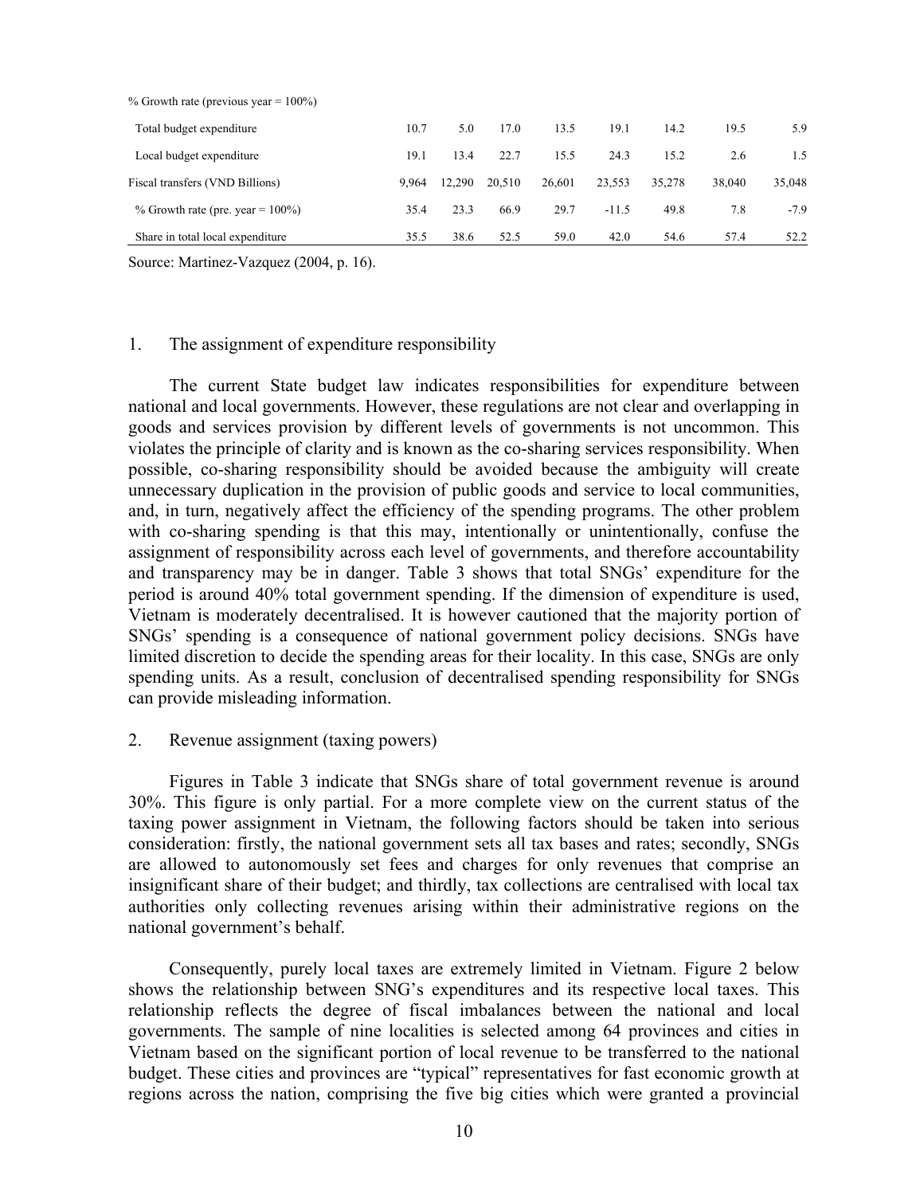| % Growth rate (previous year = 100%) | | | | | | | | |
|---|---|---|---|---|---|---|---|---|
| Total budget expenditure | 10.7 | 5.0 | 17.0 | 13.5 | 19.1 | 14.2 | 19.5 | 5.9 |
| Local budget expenditure | 19.1 | 13.4 | 22.7 | 15.5 | 24.3 | 15.2 | 2.6 | 1.5 |
| Fiscal transfers (VND Billions) | 9,964 | 12,290 | 20,510 | 26,601 | 23,553 | 35,278 | 38,040 | 35,048 |
| % Growth rate (pre. year = 100%) | 35.4 | 23.3 | 66.9 | 29.7 | -11.5 | 49.8 | 7.8 | -7.9 |
| Share in total local expenditure | 35.5 | 38.6 | 52.5 | 59.0 | 42.0 | 54.6 | 57.4 | 52.2 |

Source: Martinez-Vazquez (2004, p. 16).

1. The assignment of expenditure responsibility

The current State budget law indicates responsibilities for expenditure between national and local governments. However, these regulations are not clear and overlapping in goods and services provision by different levels of governments is not uncommon. This violates the principle of clarity and is known as the co-sharing services responsibility. When possible, co-sharing responsibility should be avoided because the ambiguity will create unnecessary duplication in the provision of public goods and service to local communities, and, in turn, negatively affect the efficiency of the spending programs. The other problem with co-sharing spending is that this may, intentionally or unintentionally, confuse the assignment of responsibility across each level of governments, and therefore accountability and transparency may be in danger. Table 3 shows that total SNGs' expenditure for the period is around 40% total government spending. If the dimension of expenditure is used, Vietnam is moderately decentralised. It is however cautioned that the majority portion of SNGs' spending is a consequence of national government policy decisions. SNGs have limited discretion to decide the spending areas for their locality. In this case, SNGs are only spending units. As a result, conclusion of decentralised spending responsibility for SNGs can provide misleading information.

2. Revenue assignment (taxing powers)

Figures in Table 3 indicate that SNGs share of total government revenue is around 30%. This figure is only partial. For a more complete view on the current status of the taxing power assignment in Vietnam, the following factors should be taken into serious consideration: firstly, the national government sets all tax bases and rates; secondly, SNGs are allowed to autonomously set fees and charges for only revenues that comprise an insignificant share of their budget; and thirdly, tax collections are centralised with local tax authorities only collecting revenues arising within their administrative regions on the national government's behalf.

Consequently, purely local taxes are extremely limited in Vietnam. Figure 2 below shows the relationship between SNG's expenditures and its respective local taxes. This relationship reflects the degree of fiscal imbalances between the national and local governments. The sample of nine localities is selected among 64 provinces and cities in Vietnam based on the significant portion of local revenue to be transferred to the national budget. These cities and provinces are "typical" representatives for fast economic growth at regions across the nation, comprising the five big cities which were granted a provincial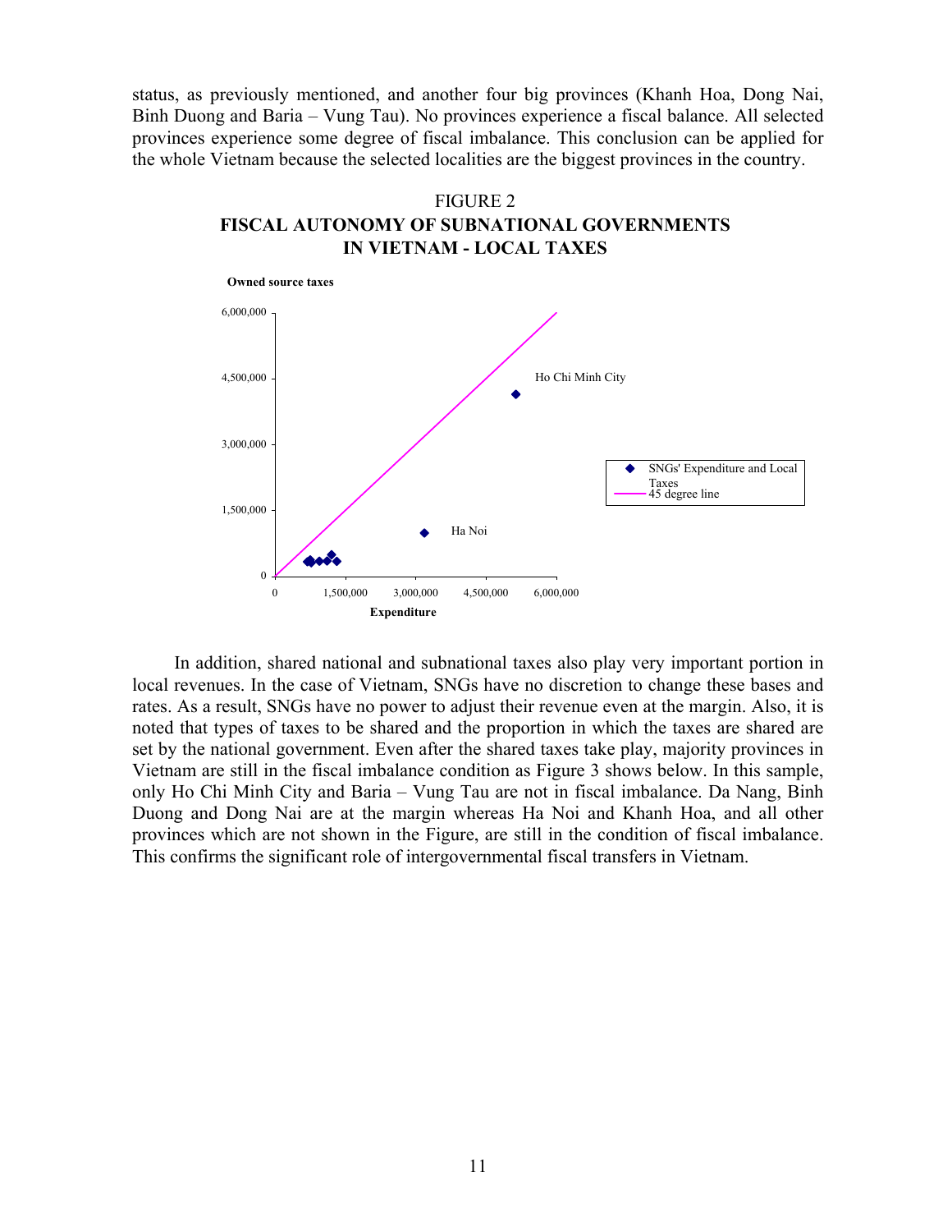status, as previously mentioned, and another four big provinces (Khanh Hoa, Dong Nai, Binh Duong and Baria – Vung Tau). No provinces experience a fiscal balance. All selected provinces experience some degree of fiscal imbalance. This conclusion can be applied for the whole Vietnam because the selected localities are the biggest provinces in the country.

FIGURE 2
**FISCAL AUTONOMY OF SUBNATIONAL GOVERNMENTS IN VIETNAM - LOCAL TAXES**

In addition, shared national and subnational taxes also play very important portion in local revenues. In the case of Vietnam, SNGs have no discretion to change these bases and rates. As a result, SNGs have no power to adjust their revenue even at the margin. Also, it is noted that types of taxes to be shared and the proportion in which the taxes are shared are set by the national government. Even after the shared taxes take play, majority provinces in Vietnam are still in the fiscal imbalance condition as Figure 3 shows below. In this sample, only Ho Chi Minh City and Baria – Vung Tau are not in fiscal imbalance. Da Nang, Binh Duong and Dong Nai are at the margin whereas Ha Noi and Khanh Hoa, and all other provinces which are not shown in the Figure, are still in the condition of fiscal imbalance. This confirms the significant role of intergovernmental fiscal transfers in Vietnam.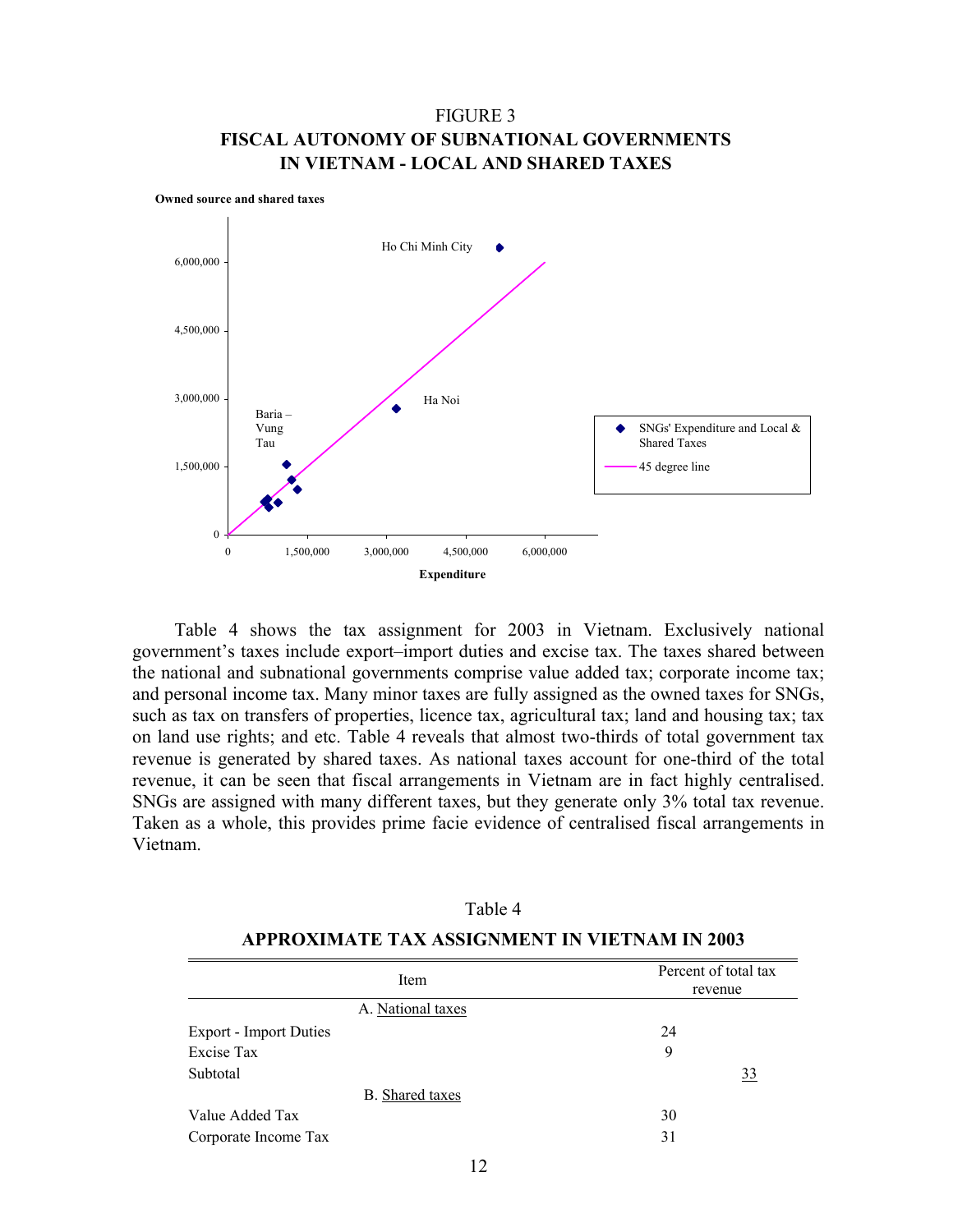FIGURE 3

**FISCAL AUTONOMY OF SUBNATIONAL GOVERNMENTS IN VIETNAM - LOCAL AND SHARED TAXES**

Table 4 shows the tax assignment for 2003 in Vietnam. Exclusively national government's taxes include export–import duties and excise tax. The taxes shared between the national and subnational governments comprise value added tax; corporate income tax; and personal income tax. Many minor taxes are fully assigned as the owned taxes for SNGs, such as tax on transfers of properties, licence tax, agricultural tax; land and housing tax; tax on land use rights; and etc. Table 4 reveals that almost two-thirds of total government tax revenue is generated by shared taxes. As national taxes account for one-third of the total revenue, it can be seen that fiscal arrangements in Vietnam are in fact highly centralised. SNGs are assigned with many different taxes, but they generate only 3% total tax revenue. Taken as a whole, this provides prime facie evidence of centralised fiscal arrangements in Vietnam.

Table 4

**APPROXIMATE TAX ASSIGNMENT IN VIETNAM IN 2003**

| Item | Percent of total tax revenue | |
|---|---|---|
| A. National taxes | | |
| Export - Import Duties | 24 | |
| Excise Tax | 9 | |
| Subtotal | | 33 |
| B. Shared taxes | | |
| Value Added Tax | 30 | |
| Corporate Income Tax | 31 | |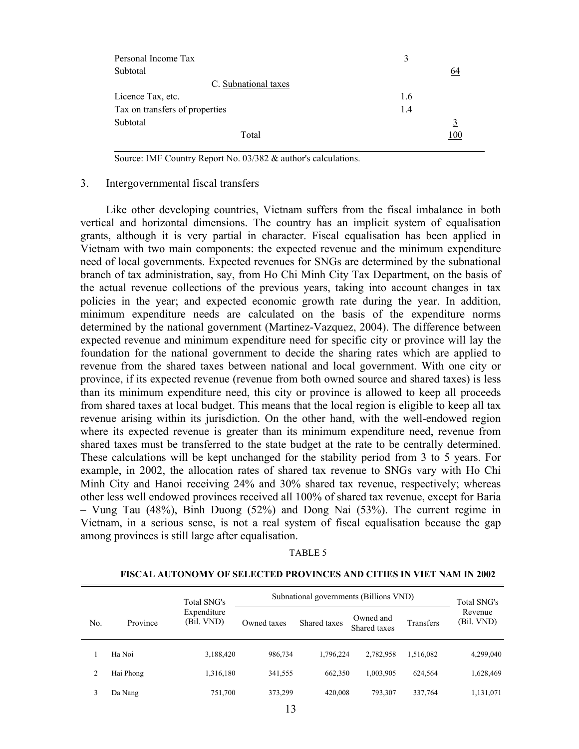| | | |
|---|---|---|
| Personal Income Tax | 3 | |
| Subtotal | | 64 |
| C. Subnational taxes | | |
| Licence Tax, etc. | 1.6 | |
| Tax on transfers of properties | 1.4 | |
| Subtotal | | 3 |
| Total | | 100 |

Source: IMF Country Report No. 03/382 & author's calculations.

## 3. Intergovernmental fiscal transfers

Like other developing countries, Vietnam suffers from the fiscal imbalance in both vertical and horizontal dimensions. The country has an implicit system of equalisation grants, although it is very partial in character. Fiscal equalisation has been applied in Vietnam with two main components: the expected revenue and the minimum expenditure need of local governments. Expected revenues for SNGs are determined by the subnational branch of tax administration, say, from Ho Chi Minh City Tax Department, on the basis of the actual revenue collections of the previous years, taking into account changes in tax policies in the year; and expected economic growth rate during the year. In addition, minimum expenditure needs are calculated on the basis of the expenditure norms determined by the national government (Martinez-Vazquez, 2004). The difference between expected revenue and minimum expenditure need for specific city or province will lay the foundation for the national government to decide the sharing rates which are applied to revenue from the shared taxes between national and local government. With one city or province, if its expected revenue (revenue from both owned source and shared taxes) is less than its minimum expenditure need, this city or province is allowed to keep all proceeds from shared taxes at local budget. This means that the local region is eligible to keep all tax revenue arising within its jurisdiction. On the other hand, with the well-endowed region where its expected revenue is greater than its minimum expenditure need, revenue from shared taxes must be transferred to the state budget at the rate to be centrally determined. These calculations will be kept unchanged for the stability period from 3 to 5 years. For example, in 2002, the allocation rates of shared tax revenue to SNGs vary with Ho Chi Minh City and Hanoi receiving 24% and 30% shared tax revenue, respectively; whereas other less well endowed provinces received all 100% of shared tax revenue, except for Baria – Vung Tau (48%), Binh Duong (52%) and Dong Nai (53%). The current regime in Vietnam, in a serious sense, is not a real system of fiscal equalisation because the gap among provinces is still large after equalisation.

TABLE 5

**FISCAL AUTONOMY OF SELECTED PROVINCES AND CITIES IN VIET NAM IN 2002**

| No. | Province | Total SNG's Expenditure (Bil. VND) | Subnational governments (Billions VND) | | | | Total SNG's Revenue (Bil. VND) |
|---|---|---|---|---|---|---|---|
| | | | Owned taxes | Shared taxes | Owned and Shared taxes | Transfers | |
| 1 | Ha Noi | 3,188,420 | 986,734 | 1,796,224 | 2,782,958 | 1,516,082 | 4,299,040 |
| 2 | Hai Phong | 1,316,180 | 341,555 | 662,350 | 1,003,905 | 624,564 | 1,628,469 |
| 3 | Da Nang | 751,700 | 373,299 | 420,008 | 793,307 | 337,764 | 1,131,071 |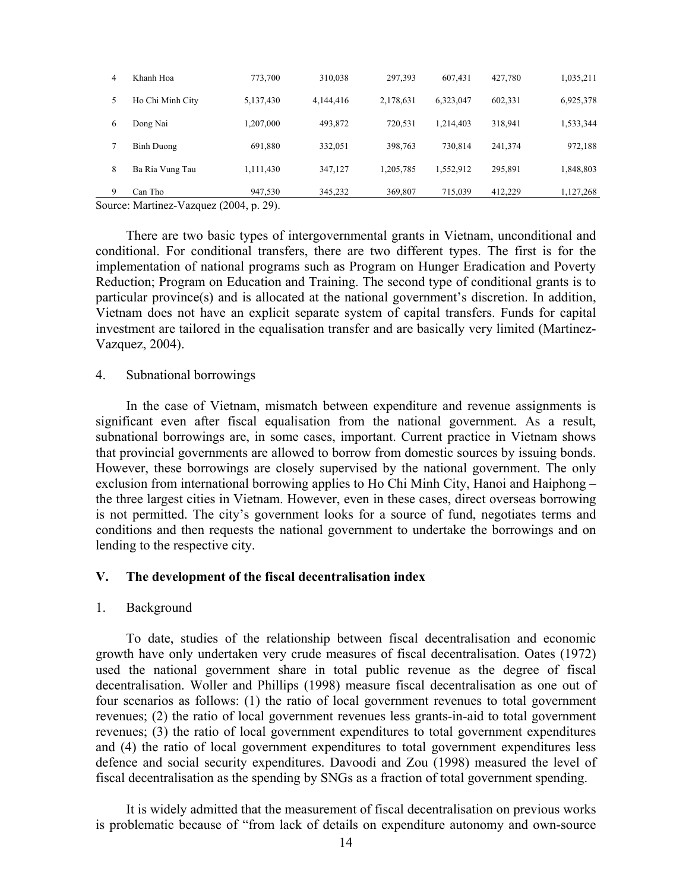| | | | | | | | |
|---|---|---|---|---|---|---|---|
| 4 | Khanh Hoa | 773,700 | 310,038 | 297,393 | 607,431 | 427,780 | 1,035,211 |
| 5 | Ho Chi Minh City | 5,137,430 | 4,144,416 | 2,178,631 | 6,323,047 | 602,331 | 6,925,378 |
| 6 | Dong Nai | 1,207,000 | 493,872 | 720,531 | 1,214,403 | 318,941 | 1,533,344 |
| 7 | Binh Duong | 691,880 | 332,051 | 398,763 | 730,814 | 241,374 | 972,188 |
| 8 | Ba Ria Vung Tau | 1,111,430 | 347,127 | 1,205,785 | 1,552,912 | 295,891 | 1,848,803 |
| 9 | Can Tho | 947,530 | 345,232 | 369,807 | 715,039 | 412,229 | 1,127,268 |

Source: Martinez-Vazquez (2004, p. 29).

There are two basic types of intergovernmental grants in Vietnam, unconditional and conditional. For conditional transfers, there are two different types. The first is for the implementation of national programs such as Program on Hunger Eradication and Poverty Reduction; Program on Education and Training. The second type of conditional grants is to particular province(s) and is allocated at the national government's discretion. In addition, Vietnam does not have an explicit separate system of capital transfers. Funds for capital investment are tailored in the equalisation transfer and are basically very limited (Martinez-Vazquez, 2004).

4. Subnational borrowings

In the case of Vietnam, mismatch between expenditure and revenue assignments is significant even after fiscal equalisation from the national government. As a result, subnational borrowings are, in some cases, important. Current practice in Vietnam shows that provincial governments are allowed to borrow from domestic sources by issuing bonds. However, these borrowings are closely supervised by the national government. The only exclusion from international borrowing applies to Ho Chi Minh City, Hanoi and Haiphong – the three largest cities in Vietnam. However, even in these cases, direct overseas borrowing is not permitted. The city's government looks for a source of fund, negotiates terms and conditions and then requests the national government to undertake the borrowings and on lending to the respective city.

## V. The development of the fiscal decentralisation index

1. Background

To date, studies of the relationship between fiscal decentralisation and economic growth have only undertaken very crude measures of fiscal decentralisation. Oates (1972) used the national government share in total public revenue as the degree of fiscal decentralisation. Woller and Phillips (1998) measure fiscal decentralisation as one out of four scenarios as follows: (1) the ratio of local government revenues to total government revenues; (2) the ratio of local government revenues less grants-in-aid to total government revenues; (3) the ratio of local government expenditures to total government expenditures and (4) the ratio of local government expenditures to total government expenditures less defence and social security expenditures. Davoodi and Zou (1998) measured the level of fiscal decentralisation as the spending by SNGs as a fraction of total government spending.

It is widely admitted that the measurement of fiscal decentralisation on previous works is problematic because of "from lack of details on expenditure autonomy and own-source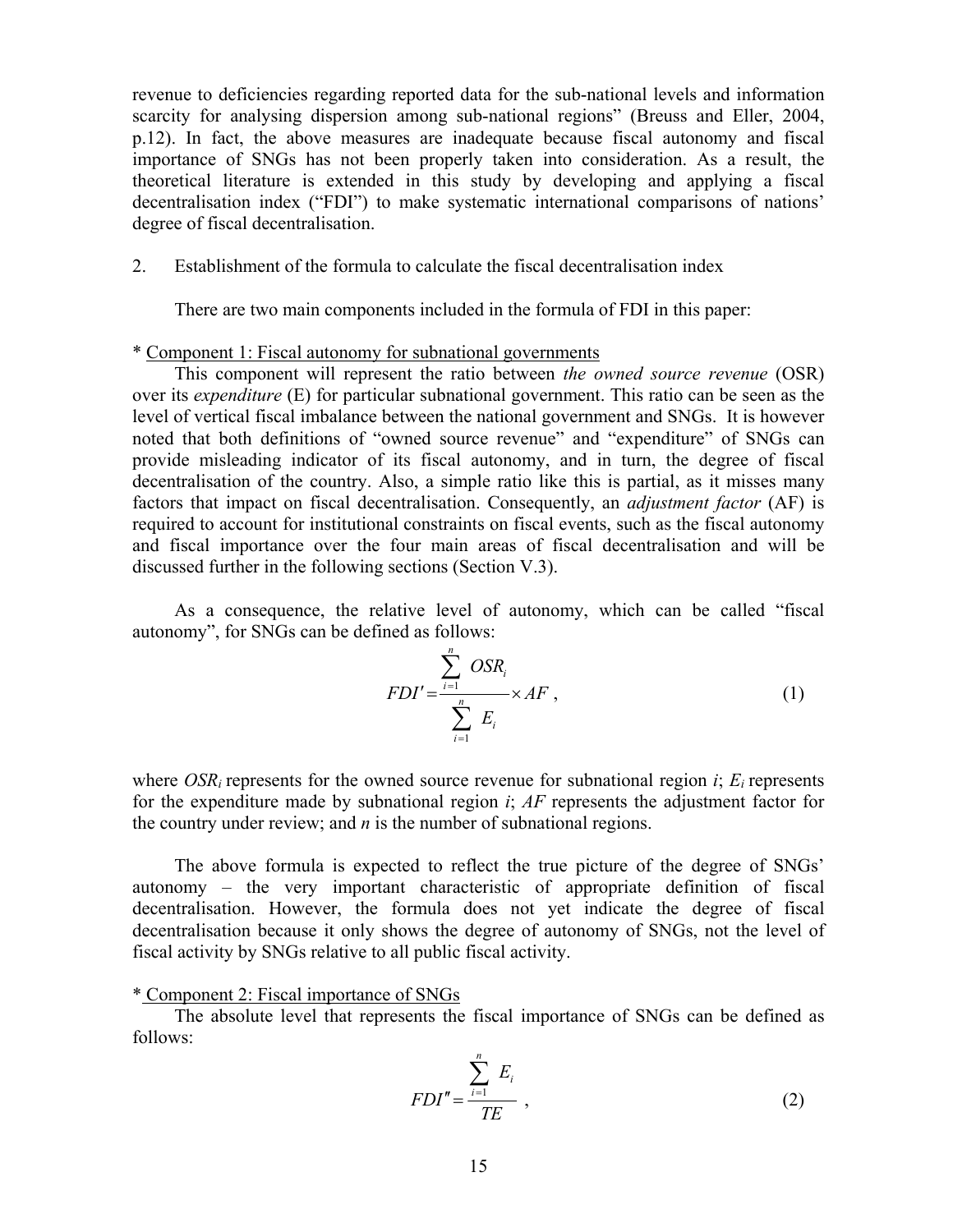revenue to deficiencies regarding reported data for the sub-national levels and information scarcity for analysing dispersion among sub-national regions" (Breuss and Eller, 2004, p.12). In fact, the above measures are inadequate because fiscal autonomy and fiscal importance of SNGs has not been properly taken into consideration. As a result, the theoretical literature is extended in this study by developing and applying a fiscal decentralisation index ("FDI") to make systematic international comparisons of nations' degree of fiscal decentralisation.

2. Establishment of the formula to calculate the fiscal decentralisation index

There are two main components included in the formula of FDI in this paper:

* Component 1: Fiscal autonomy for subnational governments

This component will represent the ratio between *the owned source revenue* (OSR) over its *expenditure* (E) for particular subnational government. This ratio can be seen as the level of vertical fiscal imbalance between the national government and SNGs. It is however noted that both definitions of "owned source revenue" and "expenditure" of SNGs can provide misleading indicator of its fiscal autonomy, and in turn, the degree of fiscal decentralisation of the country. Also, a simple ratio like this is partial, as it misses many factors that impact on fiscal decentralisation. Consequently, an *adjustment factor* (AF) is required to account for institutional constraints on fiscal events, such as the fiscal autonomy and fiscal importance over the four main areas of fiscal decentralisation and will be discussed further in the following sections (Section V.3).

As a consequence, the relative level of autonomy, which can be called "fiscal autonomy", for SNGs can be defined as follows:

$$FDI' = \frac{\sum_{i=1}^{n} OSR_i}{\sum_{i=1}^{n} E_i} \times AF \ , \tag{1}$$

where $OSR_i$ represents for the owned source revenue for subnational region $i$; $E_i$ represents for the expenditure made by subnational region $i$; $AF$ represents the adjustment factor for the country under review; and $n$ is the number of subnational regions.

The above formula is expected to reflect the true picture of the degree of SNGs' autonomy – the very important characteristic of appropriate definition of fiscal decentralisation. However, the formula does not yet indicate the degree of fiscal decentralisation because it only shows the degree of autonomy of SNGs, not the level of fiscal activity by SNGs relative to all public fiscal activity.

* Component 2: Fiscal importance of SNGs

The absolute level that represents the fiscal importance of SNGs can be defined as follows:

$$FDI'' = \frac{\sum_{i=1}^{n} E_i}{TE} \ , \tag{2}$$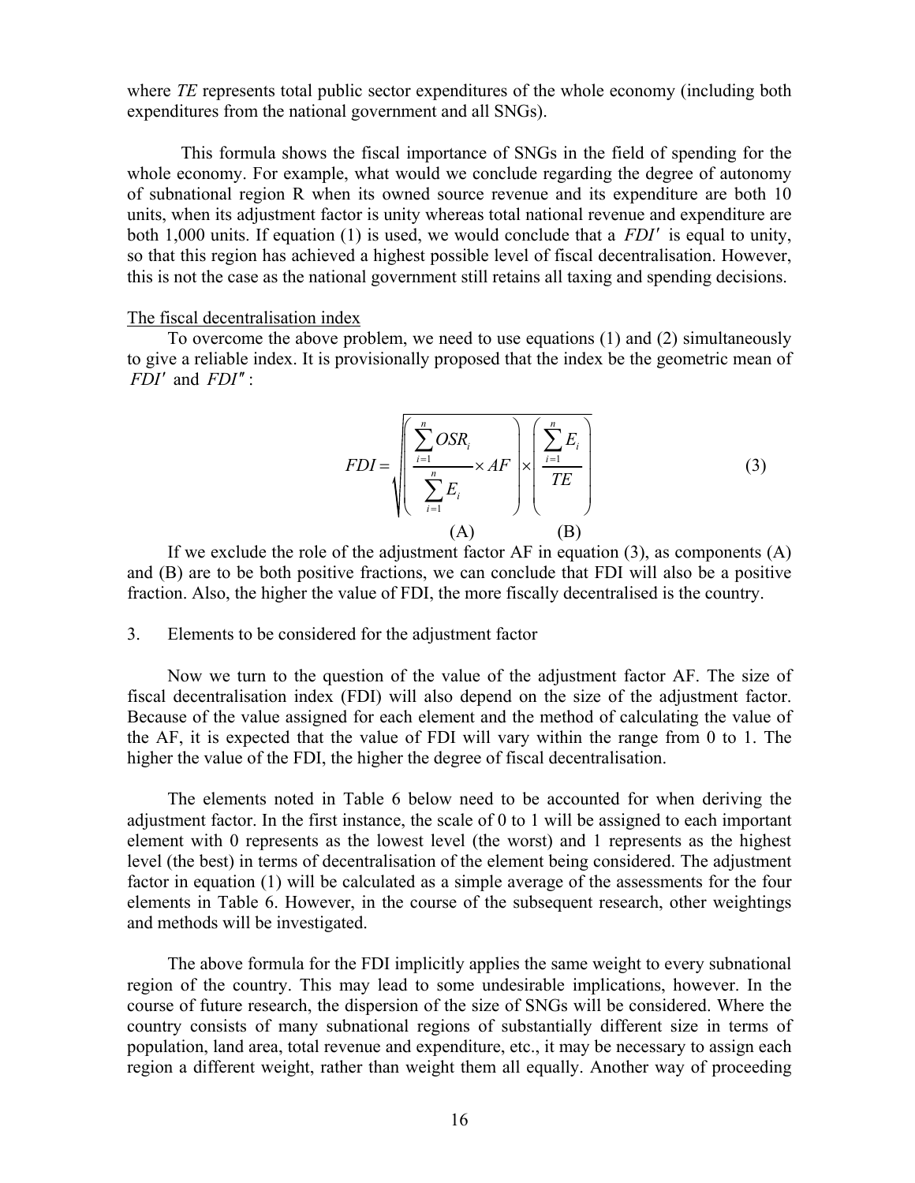where *TE* represents total public sector expenditures of the whole economy (including both expenditures from the national government and all SNGs).

This formula shows the fiscal importance of SNGs in the field of spending for the whole economy. For example, what would we conclude regarding the degree of autonomy of subnational region R when its owned source revenue and its expenditure are both 10 units, when its adjustment factor is unity whereas total national revenue and expenditure are both 1,000 units. If equation (1) is used, we would conclude that a $FDI'$ is equal to unity, so that this region has achieved a highest possible level of fiscal decentralisation. However, this is not the case as the national government still retains all taxing and spending decisions.

The fiscal decentralisation index

To overcome the above problem, we need to use equations (1) and (2) simultaneously to give a reliable index. It is provisionally proposed that the index be the geometric mean of $FDI'$ and $FDI''$:

$$FDI = \sqrt{\underbrace{\left( \frac{\sum_{i=1}^{n} OSR_i}{\sum_{i=1}^{n} E_i} \times AF \right)}_{(A)} \times \underbrace{\left( \frac{\sum_{i=1}^{n} E_i}{TE} \right)}_{(B)}} \tag{3}$$

If we exclude the role of the adjustment factor AF in equation (3), as components (A) and (B) are to be both positive fractions, we can conclude that FDI will also be a positive fraction. Also, the higher the value of FDI, the more fiscally decentralised is the country.

3. Elements to be considered for the adjustment factor

Now we turn to the question of the value of the adjustment factor AF. The size of fiscal decentralisation index (FDI) will also depend on the size of the adjustment factor. Because of the value assigned for each element and the method of calculating the value of the AF, it is expected that the value of FDI will vary within the range from 0 to 1. The higher the value of the FDI, the higher the degree of fiscal decentralisation.

The elements noted in Table 6 below need to be accounted for when deriving the adjustment factor. In the first instance, the scale of 0 to 1 will be assigned to each important element with 0 represents as the lowest level (the worst) and 1 represents as the highest level (the best) in terms of decentralisation of the element being considered. The adjustment factor in equation (1) will be calculated as a simple average of the assessments for the four elements in Table 6. However, in the course of the subsequent research, other weightings and methods will be investigated.

The above formula for the FDI implicitly applies the same weight to every subnational region of the country. This may lead to some undesirable implications, however. In the course of future research, the dispersion of the size of SNGs will be considered. Where the country consists of many subnational regions of substantially different size in terms of population, land area, total revenue and expenditure, etc., it may be necessary to assign each region a different weight, rather than weight them all equally. Another way of proceeding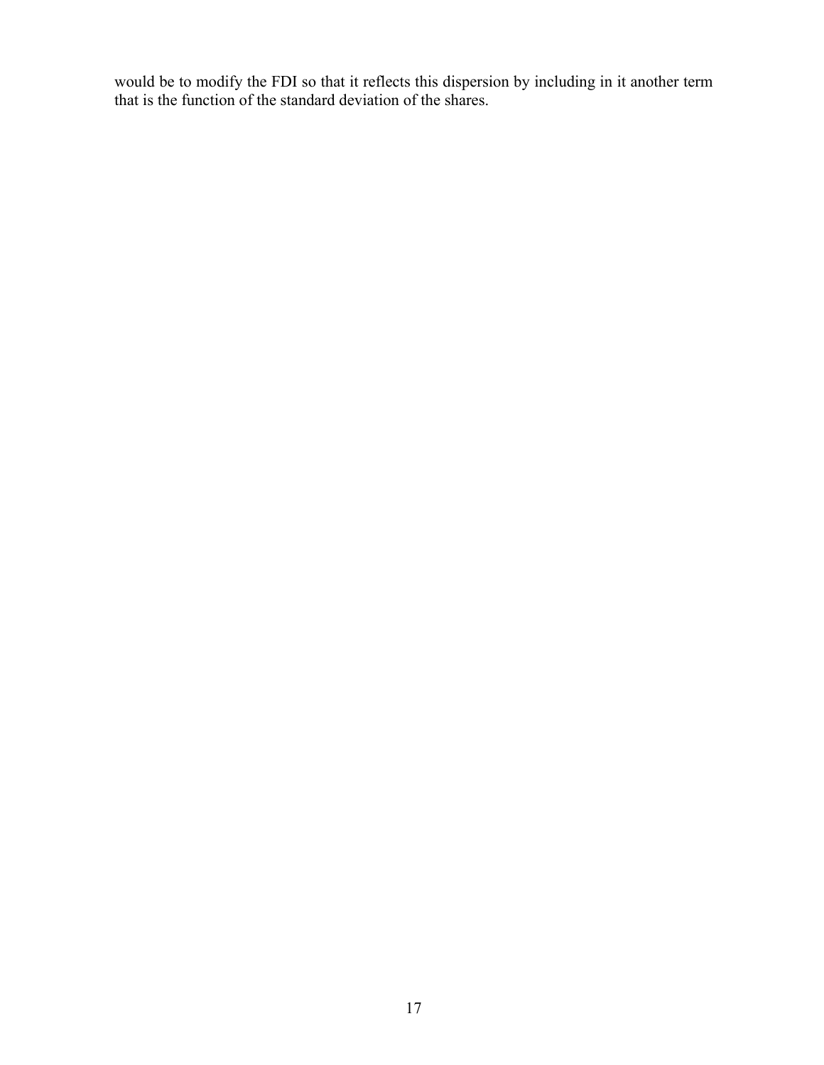would be to modify the FDI so that it reflects this dispersion by including in it another term that is the function of the standard deviation of the shares.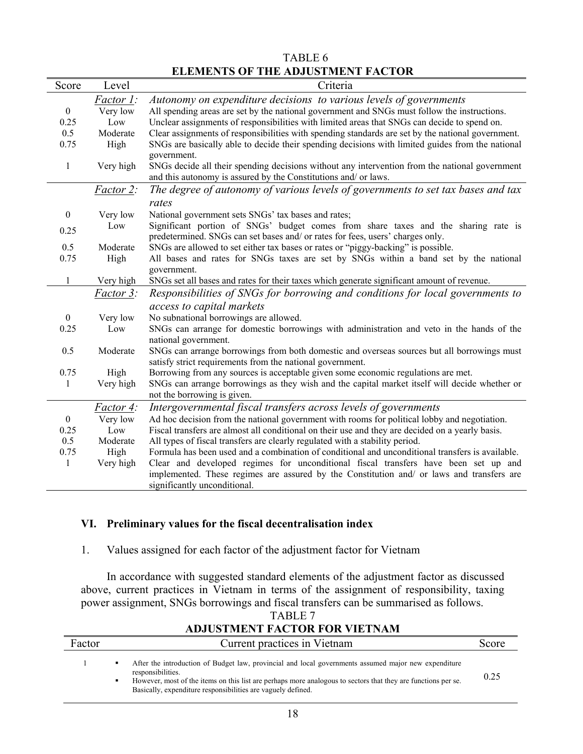TABLE 6

**ELEMENTS OF THE ADJUSTMENT FACTOR**

| Score | Level | Criteria |
|---|---|---|
| | *Factor 1:* | *Autonomy on expenditure decisions to various levels of governments* |
| 0 | Very low | All spending areas are set by the national government and SNGs must follow the instructions. |
| 0.25 | Low | Unclear assignments of responsibilities with limited areas that SNGs can decide to spend on. |
| 0.5 | Moderate | Clear assignments of responsibilities with spending standards are set by the national government. |
| 0.75 | High | SNGs are basically able to decide their spending decisions with limited guides from the national government. |
| 1 | Very high | SNGs decide all their spending decisions without any intervention from the national government and this autonomy is assured by the Constitutions and/ or laws. |
| | *Factor 2:* | *The degree of autonomy of various levels of governments to set tax bases and tax rates* |
| 0 | Very low | National government sets SNGs' tax bases and rates; |
| 0.25 | Low | Significant portion of SNGs' budget comes from share taxes and the sharing rate is predetermined. SNGs can set bases and/ or rates for fees, users' charges only. |
| 0.5 | Moderate | SNGs are allowed to set either tax bases or rates or "piggy-backing" is possible. |
| 0.75 | High | All bases and rates for SNGs taxes are set by SNGs within a band set by the national government. |
| 1 | Very high | SNGs set all bases and rates for their taxes which generate significant amount of revenue. |
| | *Factor 3:* | *Responsibilities of SNGs for borrowing and conditions for local governments to access to capital markets* |
| 0 | Very low | No subnational borrowings are allowed. |
| 0.25 | Low | SNGs can arrange for domestic borrowings with administration and veto in the hands of the national government. |
| 0.5 | Moderate | SNGs can arrange borrowings from both domestic and overseas sources but all borrowings must satisfy strict requirements from the national government. |
| 0.75 | High | Borrowing from any sources is acceptable given some economic regulations are met. |
| 1 | Very high | SNGs can arrange borrowings as they wish and the capital market itself will decide whether or not the borrowing is given. |
| | *Factor 4:* | *Intergovernmental fiscal transfers across levels of governments* |
| 0 | Very low | Ad hoc decision from the national government with rooms for political lobby and negotiation. |
| 0.25 | Low | Fiscal transfers are almost all conditional on their use and they are decided on a yearly basis. |
| 0.5 | Moderate | All types of fiscal transfers are clearly regulated with a stability period. |
| 0.75 | High | Formula has been used and a combination of conditional and unconditional transfers is available. |
| 1 | Very high | Clear and developed regimes for unconditional fiscal transfers have been set up and implemented. These regimes are assured by the Constitution and/ or laws and transfers are significantly unconditional. |

## VI. Preliminary values for the fiscal decentralisation index

1. Values assigned for each factor of the adjustment factor for Vietnam

In accordance with suggested standard elements of the adjustment factor as discussed above, current practices in Vietnam in terms of the assignment of responsibility, taxing power assignment, SNGs borrowings and fiscal transfers can be summarised as follows.

TABLE 7

**ADJUSTMENT FACTOR FOR VIETNAM**

| Factor | Current practices in Vietnam | Score |
|---|---|---|
| 1 | ▪ After the introduction of Budget law, provincial and local governments assumed major new expenditure responsibilities.<br>▪ However, most of the items on this list are perhaps more analogous to sectors that they are functions per se. Basically, expenditure responsibilities are vaguely defined. | 0.25 |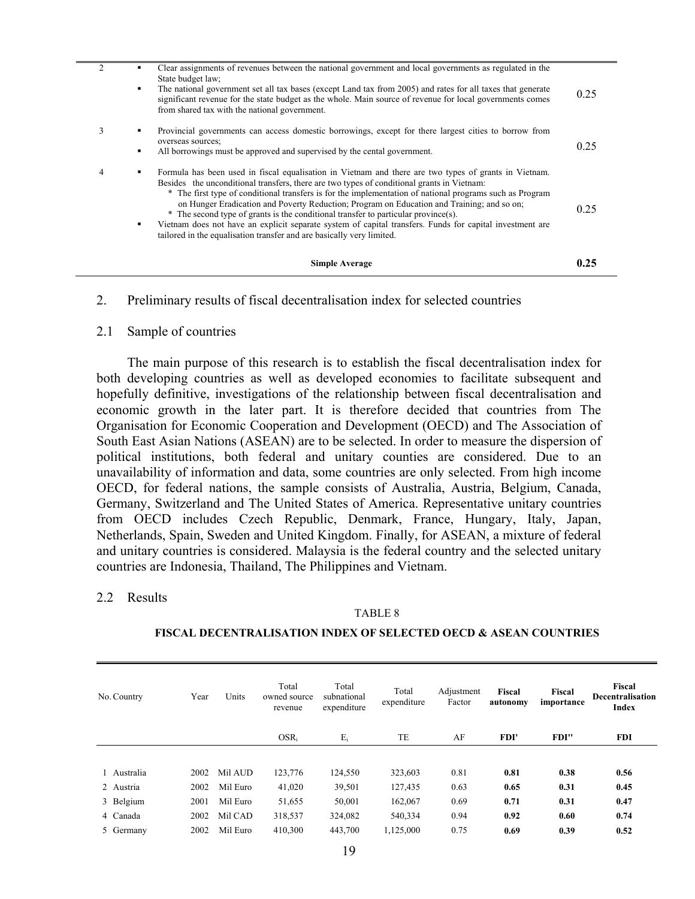| | | |
|---|---|---|
| 2 | ▪ Clear assignments of revenues between the national government and local governments as regulated in the State budget law;<br>▪ The national government set all tax bases (except Land tax from 2005) and rates for all taxes that generate significant revenue for the state budget as the whole. Main source of revenue for local governments comes from shared tax with the national government. | 0.25 |
| 3 | ▪ Provincial governments can access domestic borrowings, except for there largest cities to borrow from overseas sources;<br>▪ All borrowings must be approved and supervised by the cental government. | 0.25 |
| 4 | ▪ Formula has been used in fiscal equalisation in Vietnam and there are two types of grants in Vietnam. Besides the unconditional transfers, there are two types of conditional grants in Vietnam:<br>* The first type of conditional transfers is for the implementation of national programs such as Program on Hunger Eradication and Poverty Reduction; Program on Education and Training; and so on;<br>* The second type of grants is the conditional transfer to particular province(s).<br>▪ Vietnam does not have an explicit separate system of capital transfers. Funds for capital investment are tailored in the equalisation transfer and are basically very limited. | 0.25 |
| | **Simple Average** | **0.25** |

## 2. Preliminary results of fiscal decentralisation index for selected countries

### 2.1 Sample of countries

The main purpose of this research is to establish the fiscal decentralisation index for both developing countries as well as developed economies to facilitate subsequent and hopefully definitive, investigations of the relationship between fiscal decentralisation and economic growth in the later part. It is therefore decided that countries from The Organisation for Economic Cooperation and Development (OECD) and The Association of South East Asian Nations (ASEAN) are to be selected. In order to measure the dispersion of political institutions, both federal and unitary counties are considered. Due to an unavailability of information and data, some countries are only selected. From high income OECD, for federal nations, the sample consists of Australia, Austria, Belgium, Canada, Germany, Switzerland and The United States of America. Representative unitary countries from OECD includes Czech Republic, Denmark, France, Hungary, Italy, Japan, Netherlands, Spain, Sweden and United Kingdom. Finally, for ASEAN, a mixture of federal and unitary countries is considered. Malaysia is the federal country and the selected unitary countries are Indonesia, Thailand, The Philippines and Vietnam.

### 2.2 Results

TABLE 8

**FISCAL DECENTRALISATION INDEX OF SELECTED OECD & ASEAN COUNTRIES**

| No. | Country | Year | Units | Total owned source revenue | Total subnational expenditure | Total expenditure | Adjustment Factor | **Fiscal autonomy** | **Fiscal importance** | **Fiscal Decentralisation Index** |
|---|---|---|---|---|---|---|---|---|---|---|
| | | | | $OSR_i$ | $E_i$ | TE | AF | **FDI'** | **FDI''** | **FDI** |
| 1 | Australia | 2002 | Mil AUD | 123,776 | 124,550 | 323,603 | 0.81 | **0.81** | **0.38** | **0.56** |
| 2 | Austria | 2002 | Mil Euro | 41,020 | 39,501 | 127,435 | 0.63 | **0.65** | **0.31** | **0.45** |
| 3 | Belgium | 2001 | Mil Euro | 51,655 | 50,001 | 162,067 | 0.69 | **0.71** | **0.31** | **0.47** |
| 4 | Canada | 2002 | Mil CAD | 318,537 | 324,082 | 540,334 | 0.94 | **0.92** | **0.60** | **0.74** |
| 5 | Germany | 2002 | Mil Euro | 410,300 | 443,700 | 1,125,000 | 0.75 | **0.69** | **0.39** | **0.52** |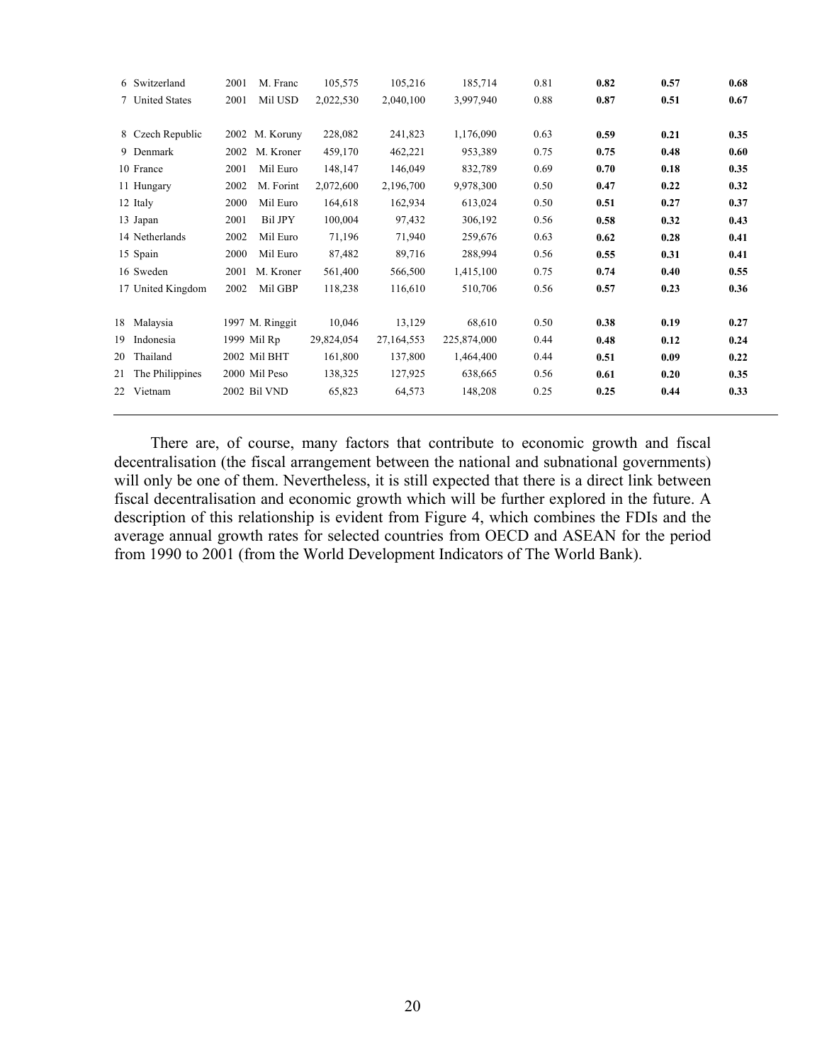| | | | | | | | | | | |
|---|---|---|---|---|---|---|---|---|---|---|
| 6 | Switzerland | 2001 | M. Franc | 105,575 | 105,216 | 185,714 | 0.81 | **0.82** | **0.57** | **0.68** |
| 7 | United States | 2001 | Mil USD | 2,022,530 | 2,040,100 | 3,997,940 | 0.88 | **0.87** | **0.51** | **0.67** |
| | | | | | | | | | | |
| 8 | Czech Republic | 2002 | M. Koruny | 228,082 | 241,823 | 1,176,090 | 0.63 | **0.59** | **0.21** | **0.35** |
| 9 | Denmark | 2002 | M. Kroner | 459,170 | 462,221 | 953,389 | 0.75 | **0.75** | **0.48** | **0.60** |
| 10 | France | 2001 | Mil Euro | 148,147 | 146,049 | 832,789 | 0.69 | **0.70** | **0.18** | **0.35** |
| 11 | Hungary | 2002 | M. Forint | 2,072,600 | 2,196,700 | 9,978,300 | 0.50 | **0.47** | **0.22** | **0.32** |
| 12 | Italy | 2000 | Mil Euro | 164,618 | 162,934 | 613,024 | 0.50 | **0.51** | **0.27** | **0.37** |
| 13 | Japan | 2001 | Bil JPY | 100,004 | 97,432 | 306,192 | 0.56 | **0.58** | **0.32** | **0.43** |
| 14 | Netherlands | 2002 | Mil Euro | 71,196 | 71,940 | 259,676 | 0.63 | **0.62** | **0.28** | **0.41** |
| 15 | Spain | 2000 | Mil Euro | 87,482 | 89,716 | 288,994 | 0.56 | **0.55** | **0.31** | **0.41** |
| 16 | Sweden | 2001 | M. Kroner | 561,400 | 566,500 | 1,415,100 | 0.75 | **0.74** | **0.40** | **0.55** |
| 17 | United Kingdom | 2002 | Mil GBP | 118,238 | 116,610 | 510,706 | 0.56 | **0.57** | **0.23** | **0.36** |
| | | | | | | | | | | |
| 18 | Malaysia | 1997 | M. Ringgit | 10,046 | 13,129 | 68,610 | 0.50 | **0.38** | **0.19** | **0.27** |
| 19 | Indonesia | 1999 | Mil Rp | 29,824,054 | 27,164,553 | 225,874,000 | 0.44 | **0.48** | **0.12** | **0.24** |
| 20 | Thailand | 2002 | Mil BHT | 161,800 | 137,800 | 1,464,400 | 0.44 | **0.51** | **0.09** | **0.22** |
| 21 | The Philippines | 2000 | Mil Peso | 138,325 | 127,925 | 638,665 | 0.56 | **0.61** | **0.20** | **0.35** |
| 22 | Vietnam | 2002 | Bil VND | 65,823 | 64,573 | 148,208 | 0.25 | **0.25** | **0.44** | **0.33** |

There are, of course, many factors that contribute to economic growth and fiscal decentralisation (the fiscal arrangement between the national and subnational governments) will only be one of them. Nevertheless, it is still expected that there is a direct link between fiscal decentralisation and economic growth which will be further explored in the future. A description of this relationship is evident from Figure 4, which combines the FDIs and the average annual growth rates for selected countries from OECD and ASEAN for the period from 1990 to 2001 (from the World Development Indicators of The World Bank).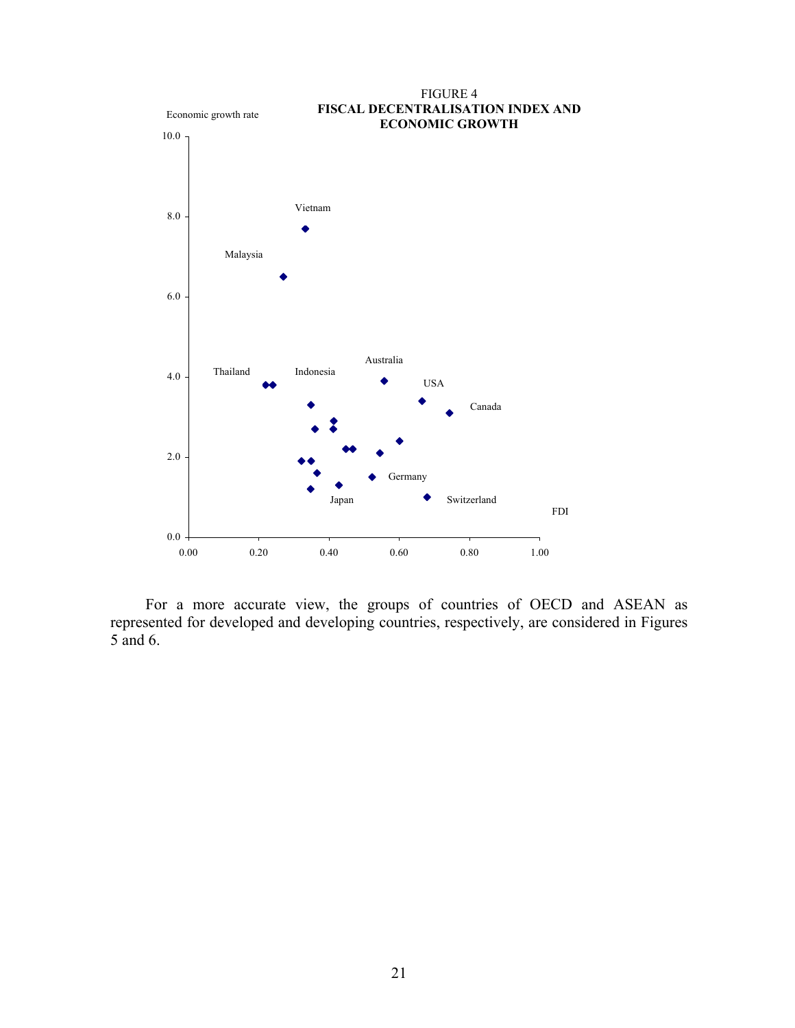FIGURE 4

**FISCAL DECENTRALISATION INDEX AND ECONOMIC GROWTH**

For a more accurate view, the groups of countries of OECD and ASEAN as represented for developed and developing countries, respectively, are considered in Figures 5 and 6.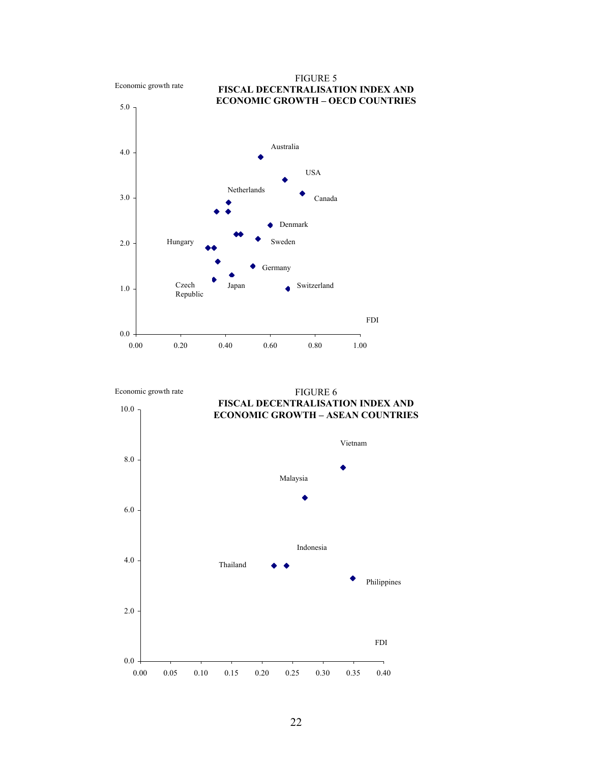FIGURE 5

**FISCAL DECENTRALISATION INDEX AND ECONOMIC GROWTH – OECD COUNTRIES**

Economic growth rate

5.0
4.0
3.0
2.0
1.0
0.0

0.00 0.20 0.40 0.60 0.80 1.00

FDI

Australia, USA, Canada, Netherlands, Denmark, Hungary, Sweden, Germany, Czech Republic, Japan, Switzerland

FIGURE 6

**FISCAL DECENTRALISATION INDEX AND ECONOMIC GROWTH – ASEAN COUNTRIES**

Economic growth rate

10.0
8.0
6.0
4.0
2.0
0.0

0.00 0.05 0.10 0.15 0.20 0.25 0.30 0.35 0.40

FDI

Vietnam, Malaysia, Indonesia, Thailand, Philippines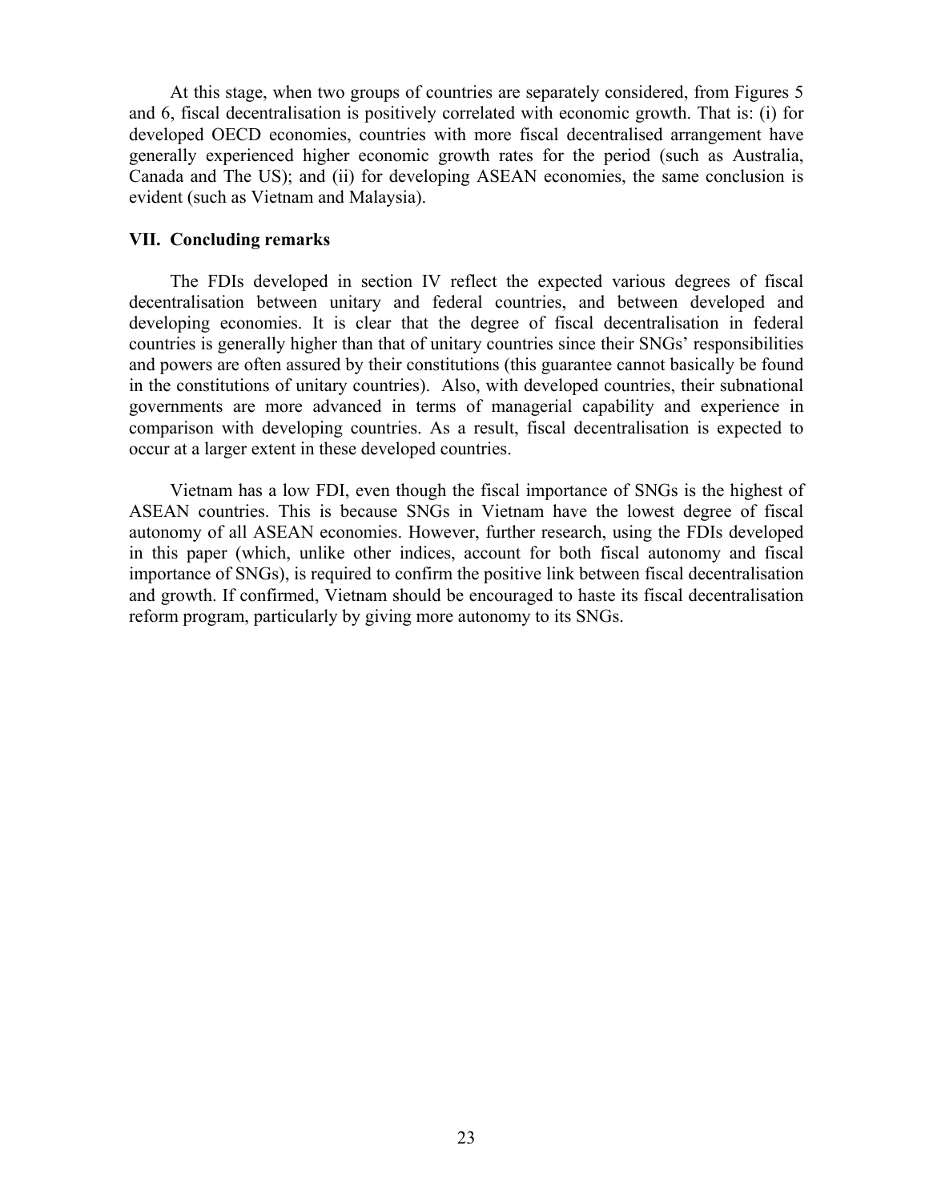At this stage, when two groups of countries are separately considered, from Figures 5 and 6, fiscal decentralisation is positively correlated with economic growth. That is: (i) for developed OECD economies, countries with more fiscal decentralised arrangement have generally experienced higher economic growth rates for the period (such as Australia, Canada and The US); and (ii) for developing ASEAN economies, the same conclusion is evident (such as Vietnam and Malaysia).

## VII. Concluding remarks

The FDIs developed in section IV reflect the expected various degrees of fiscal decentralisation between unitary and federal countries, and between developed and developing economies. It is clear that the degree of fiscal decentralisation in federal countries is generally higher than that of unitary countries since their SNGs' responsibilities and powers are often assured by their constitutions (this guarantee cannot basically be found in the constitutions of unitary countries). Also, with developed countries, their subnational governments are more advanced in terms of managerial capability and experience in comparison with developing countries. As a result, fiscal decentralisation is expected to occur at a larger extent in these developed countries.

Vietnam has a low FDI, even though the fiscal importance of SNGs is the highest of ASEAN countries. This is because SNGs in Vietnam have the lowest degree of fiscal autonomy of all ASEAN economies. However, further research, using the FDIs developed in this paper (which, unlike other indices, account for both fiscal autonomy and fiscal importance of SNGs), is required to confirm the positive link between fiscal decentralisation and growth. If confirmed, Vietnam should be encouraged to haste its fiscal decentralisation reform program, particularly by giving more autonomy to its SNGs.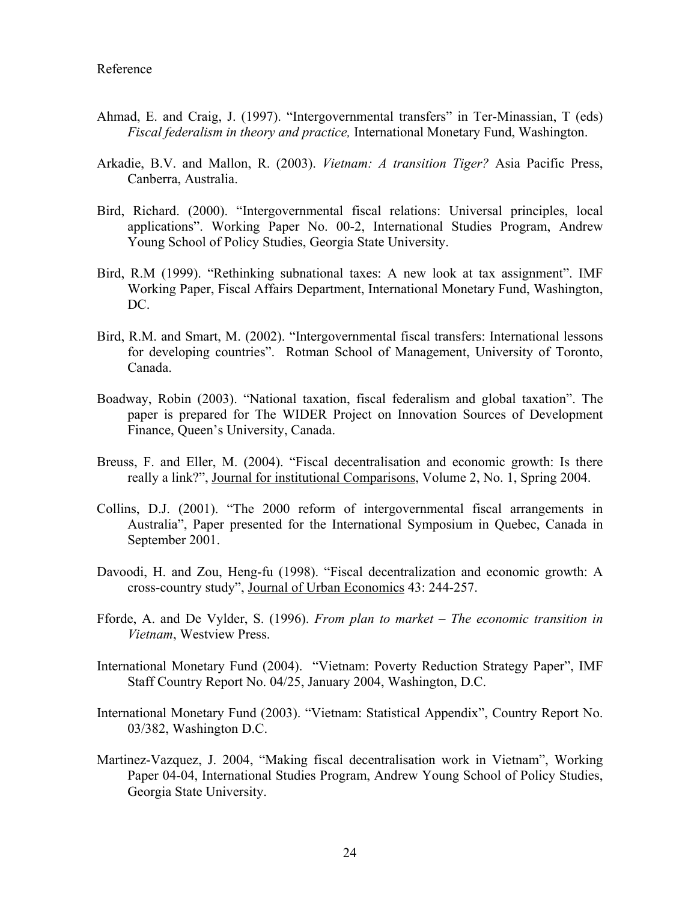Reference

Ahmad, E. and Craig, J. (1997). "Intergovernmental transfers" in Ter-Minassian, T (eds) *Fiscal federalism in theory and practice,* International Monetary Fund, Washington.

Arkadie, B.V. and Mallon, R. (2003). *Vietnam: A transition Tiger?* Asia Pacific Press, Canberra, Australia.

Bird, Richard. (2000). "Intergovernmental fiscal relations: Universal principles, local applications". Working Paper No. 00-2, International Studies Program, Andrew Young School of Policy Studies, Georgia State University.

Bird, R.M (1999). "Rethinking subnational taxes: A new look at tax assignment". IMF Working Paper, Fiscal Affairs Department, International Monetary Fund, Washington, DC.

Bird, R.M. and Smart, M. (2002). "Intergovernmental fiscal transfers: International lessons for developing countries". Rotman School of Management, University of Toronto, Canada.

Boadway, Robin (2003). "National taxation, fiscal federalism and global taxation". The paper is prepared for The WIDER Project on Innovation Sources of Development Finance, Queen's University, Canada.

Breuss, F. and Eller, M. (2004). "Fiscal decentralisation and economic growth: Is there really a link?", Journal for institutional Comparisons, Volume 2, No. 1, Spring 2004.

Collins, D.J. (2001). "The 2000 reform of intergovernmental fiscal arrangements in Australia", Paper presented for the International Symposium in Quebec, Canada in September 2001.

Davoodi, H. and Zou, Heng-fu (1998). "Fiscal decentralization and economic growth: A cross-country study", Journal of Urban Economics 43: 244-257.

Fforde, A. and De Vylder, S. (1996). *From plan to market – The economic transition in Vietnam*, Westview Press.

International Monetary Fund (2004). "Vietnam: Poverty Reduction Strategy Paper", IMF Staff Country Report No. 04/25, January 2004, Washington, D.C.

International Monetary Fund (2003). "Vietnam: Statistical Appendix", Country Report No. 03/382, Washington D.C.

Martinez-Vazquez, J. 2004, "Making fiscal decentralisation work in Vietnam", Working Paper 04-04, International Studies Program, Andrew Young School of Policy Studies, Georgia State University.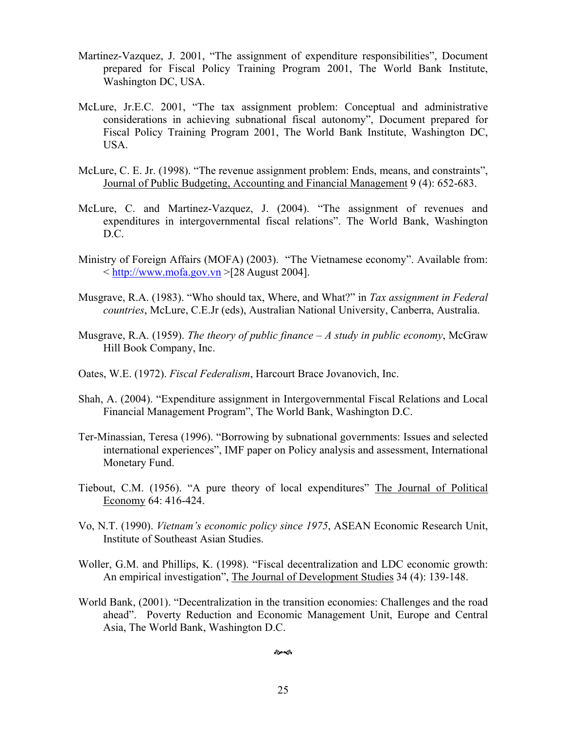Martinez-Vazquez, J. 2001, "The assignment of expenditure responsibilities", Document prepared for Fiscal Policy Training Program 2001, The World Bank Institute, Washington DC, USA.

McLure, Jr.E.C. 2001, "The tax assignment problem: Conceptual and administrative considerations in achieving subnational fiscal autonomy", Document prepared for Fiscal Policy Training Program 2001, The World Bank Institute, Washington DC, USA.

McLure, C. E. Jr. (1998). "The revenue assignment problem: Ends, means, and constraints", Journal of Public Budgeting, Accounting and Financial Management 9 (4): 652-683.

McLure, C. and Martinez-Vazquez, J. (2004). "The assignment of revenues and expenditures in intergovernmental fiscal relations". The World Bank, Washington D.C.

Ministry of Foreign Affairs (MOFA) (2003). "The Vietnamese economy". Available from: < http://www.mofa.gov.vn >[28 August 2004].

Musgrave, R.A. (1983). "Who should tax, Where, and What?" in *Tax assignment in Federal countries*, McLure, C.E.Jr (eds), Australian National University, Canberra, Australia.

Musgrave, R.A. (1959). *The theory of public finance – A study in public economy*, McGraw Hill Book Company, Inc.

Oates, W.E. (1972). *Fiscal Federalism*, Harcourt Brace Jovanovich, Inc.

Shah, A. (2004). "Expenditure assignment in Intergovernmental Fiscal Relations and Local Financial Management Program", The World Bank, Washington D.C.

Ter-Minassian, Teresa (1996). "Borrowing by subnational governments: Issues and selected international experiences", IMF paper on Policy analysis and assessment, International Monetary Fund.

Tiebout, C.M. (1956). "A pure theory of local expenditures" The Journal of Political Economy 64: 416-424.

Vo, N.T. (1990). *Vietnam's economic policy since 1975*, ASEAN Economic Research Unit, Institute of Southeast Asian Studies.

Woller, G.M. and Phillips, K. (1998). "Fiscal decentralization and LDC economic growth: An empirical investigation", The Journal of Development Studies 34 (4): 139-148.

World Bank, (2001). "Decentralization in the transition economies: Challenges and the road ahead". Poverty Reduction and Economic Management Unit, Europe and Central Asia, The World Bank, Washington D.C.